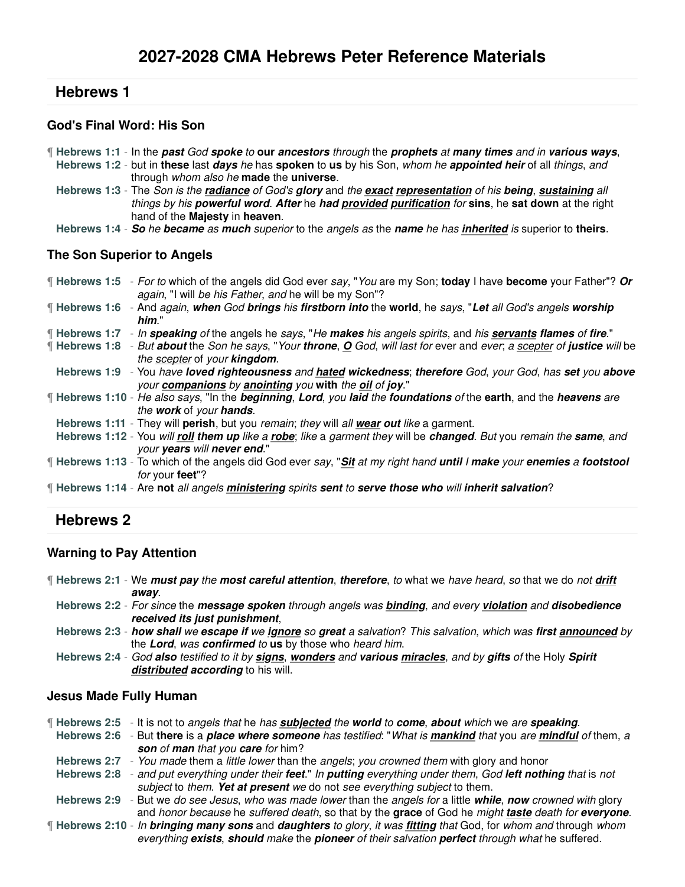# 2027-2028 CMA Hebrews Peter Reference Materials

## Hebrews 1

### God's Final Word: His Son

¶ **Hebrews 1:1** - In the ***past*** God ***spoke*** *to* **our *ancestors*** *through* the ***prophets*** *at* ***many times*** *and in* ***various ways***,
**Hebrews 1:2** - but in **these** last ***days*** *he* has **spoken** to **us** by his Son, *whom he* ***appointed heir*** of all *things*, *and* through *whom also he* **made** the **universe**.
**Hebrews 1:3** - The *Son is the* ***radiance*** *of God's* ***glory*** and *the* ***exact representation*** *of his* ***being***, ***sustaining*** *all things by his* ***powerful word***. ***After*** he ***had provided purification*** *for* **sins**, he **sat down** at the right hand of the **Majesty** in **heaven**.
**Hebrews 1:4** - ***So*** *he* ***became*** *as* ***much*** *superior* to the *angels as* the ***name*** *he has* ***inherited*** *is* superior to **theirs**.

### The Son Superior to Angels

¶ **Hebrews 1:5** - *For to* which of the angels did God ever *say*, "*You* are my Son; **today** I have **become** your Father"? ***Or*** *again*, "I will *be his Father*, *and* he will be my Son"?
¶ **Hebrews 1:6** - And *again*, ***when*** God ***brings*** his ***firstborn into*** the **world**, he *says*, "***Let*** *all God's angels* ***worship him***."
¶ **Hebrews 1:7** - *In* ***speaking*** *of* the angels he *says*, "*He* ***makes*** *his angels spirits*, and *his* ***servants flames*** *of* ***fire***."
¶ **Hebrews 1:8** - *But* **about** the *Son he says*, "*Your* ***throne***, ***O*** *God*, *will last for* ever and *ever*; *a scepter* of ***justice*** *will* be *the scepter* of *your* ***kingdom***.
**Hebrews 1:9** - You *have* ***loved righteousness*** *and* ***hated wickedness***; ***therefore*** *God*, *your God*, has ***set*** *you* ***above*** *your* ***companions*** *by* ***anointing*** *you* **with** *the* ***oil*** *of* ***joy***."
¶ **Hebrews 1:10** - *He also says*, "In the ***beginning***, ***Lord***, *you* ***laid*** *the* ***foundations*** *of* the **earth**, and the ***heavens*** *are the* ***work*** of *your* ***hands***.
**Hebrews 1:11** - They will **perish**, but you *remain*; *they* will *all* ***wear out*** *like* a garment.
**Hebrews 1:12** - You *will* ***roll them up*** *like a* ***robe***; *like* a *garment they* will be ***changed***. *But* you *remain the* ***same***, *and your* ***years*** *will* ***never end***."
¶ **Hebrews 1:13** - To which of the angels did God ever *say*, "***Sit*** *at my right hand* **until** *I* ***make*** *your* ***enemies*** *a* ***footstool*** *for* your **feet**"?
¶ **Hebrews 1:14** - Are **not** *all angels* ***ministering*** *spirits* ***sent*** *to* ***serve those who*** *will* ***inherit salvation***?

## Hebrews 2

### Warning to Pay Attention

¶ **Hebrews 2:1** - We ***must pay*** *the* ***most careful attention***, ***therefore***, *to* what we *have heard*, *so* that we do *not* ***drift away***.
**Hebrews 2:2** - *For since* the ***message spoken*** *through* angels was ***binding***, *and every* ***violation*** and ***disobedience received its just punishment***,
**Hebrews 2:3** - ***how shall*** *we* ***escape if*** *we* ***ignore*** *so* ***great*** *a* salvation? *This salvation*, which was **first** ***announced*** by the ***Lord***, *was* ***confirmed*** *to* **us** by those who *heard him*.
**Hebrews 2:4** - *God* ***also*** *testified to it by* ***signs***, ***wonders*** and ***various miracles***, *and by* ***gifts*** *of* the Holy ***Spirit distributed according*** to his will.

### Jesus Made Fully Human

¶ **Hebrews 2:5** - It is not to *angels that* he *has* ***subjected*** *the* ***world*** *to* ***come***, ***about*** *which* we are ***speaking***.
**Hebrews 2:6** - But **there** is a ***place where someone*** has testified: "*What is* ***mankind*** *that* you *are* ***mindful*** *of* them, *a* ***son*** *of* ***man*** *that you* ***care*** *for* him?
**Hebrews 2:7** - *You made* them a *little lower* than the *angels*; *you crowned them* with glory and honor
**Hebrews 2:8** - *and put everything under their* ***feet***." *In* ***putting*** everything under them, God ***left nothing*** *that* is *not subject* to *them*. ***Yet at present*** *we* do not *see everything subject* to them.
**Hebrews 2:9** - But we *do see Jesus*, *who was made lower* than the *angels for* a little ***while***, ***now*** *crowned with* glory and *honor because* he *suffered death*, so that by the **grace** of God he *might* ***taste*** death for ***everyone***.
¶ **Hebrews 2:10** - *In* ***bringing many sons*** and ***daughters*** *to glory*, *it was* ***fitting*** *that* God, for *whom and* through *whom everything* ***exists***, ***should*** *make* the ***pioneer*** *of their salvation* ***perfect*** *through what* he suffered.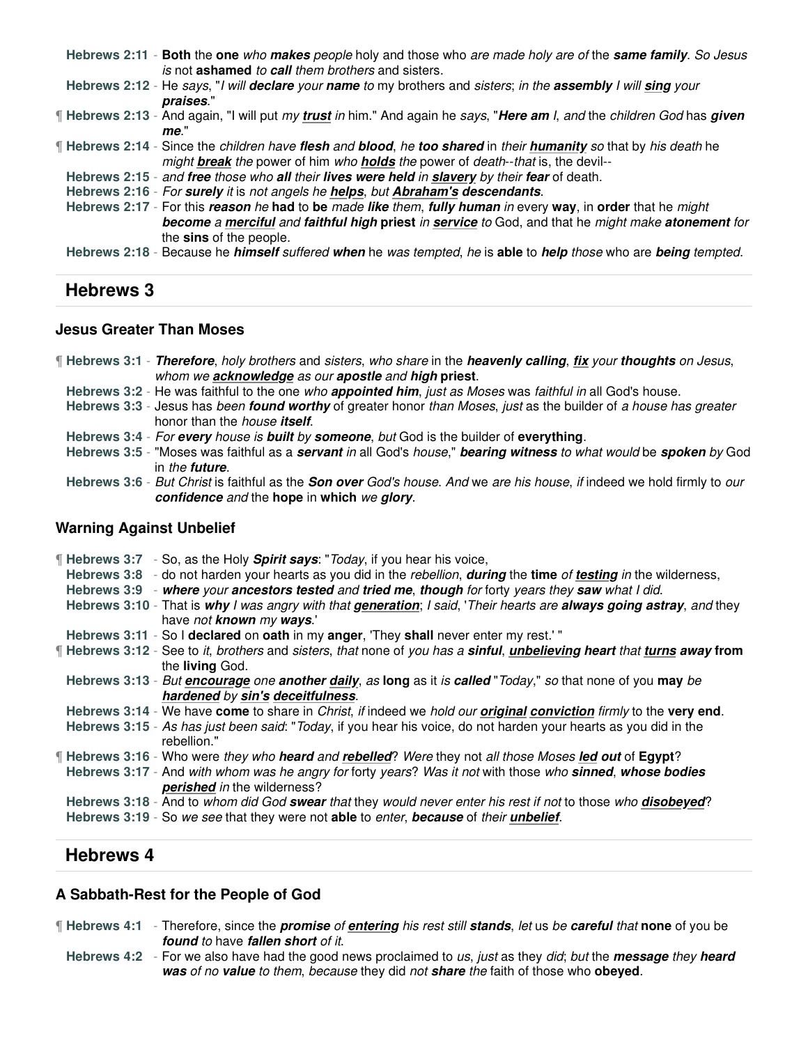**Hebrews 2:11** - **Both** the **one** *who **makes** people* holy and those who *are made holy are of* the ***same family***. *So Jesus is* not **ashamed** *to **call** them brothers* and sisters.

**Hebrews 2:12** - He *says*, "*I will **declare** your **name** to* my brothers and *sisters*; *in the **assembly** I will **sing** your **praises***."

¶ **Hebrews 2:13** - And again, "I will put *my **trust** in* him." And again he *says*, "***Here am** I*, *and* the *children God* has ***given me***."

¶ **Hebrews 2:14** - Since the *children have **flesh** and **blood***, *he **too shared*** in *their **humanity** so* that by *his death* he *might **break** the* power of him *who **holds** the* power of *death*--*that* is, the devil--

**Hebrews 2:15** - *and **free*** those who ***all*** their ***lives were held*** *in **slavery*** by their ***fear*** of death.

**Hebrews 2:16** - *For **surely** it* is *not angels he **helps***, *but **Abraham's descendants***.

**Hebrews 2:17** - For this ***reason** he* **had** to **be** *made **like** them*, ***fully human** in* every **way**, in **order** that he *might **become** a **merciful** and **faithful high*** **priest** *in **service** to* God, and that he *might make **atonement** for* the **sins** of the people.

**Hebrews 2:18** - Because he ***himself*** *suffered **when*** he *was tempted*, *he* is **able** to ***help** those* who are ***being** tempted*.

## Hebrews 3

### Jesus Greater Than Moses

¶ **Hebrews 3:1** - ***Therefore***, *holy brothers* and *sisters*, *who share* in the ***heavenly calling***, ***fix*** *your **thoughts** on Jesus*, *whom we **acknowledge** as our **apostle*** and ***high*** **priest**.

**Hebrews 3:2** - He was faithful to the one *who **appointed him***, *just as Moses* was *faithful in* all God's house.

**Hebrews 3:3** - Jesus has *been **found worthy*** of greater honor *than Moses*, *just* as the builder of *a house has greater* honor than the *house **itself***.

**Hebrews 3:4** - *For **every** house is **built** by **someone***, *but* God is the builder of **everything**.

**Hebrews 3:5** - "Moses was faithful as a ***servant** in* all God's *house*," ***bearing witness*** *to what would* be ***spoken*** *by* God in *the **future***.

**Hebrews 3:6** - *But Christ* is faithful as the ***Son over*** *God's house*. *And* we *are his house*, *if* indeed we hold firmly to *our **confidence** and* the **hope** in **which** *we **glory***.

### Warning Against Unbelief

¶ **Hebrews 3:7** - So, as the Holy ***Spirit says***: "*Today*, if you hear his voice,

**Hebrews 3:8** - do not harden your hearts as you did in the *rebellion*, ***during*** the **time** *of **testing** in* the wilderness,

**Hebrews 3:9** - ***where** your **ancestors tested*** *and **tried me***, ***though*** *for* forty *years they **saw** what I did*.

**Hebrews 3:10** - That is ***why*** *I was angry with that **generation***; *I said*, '*Their hearts are **always going astray***, *and* they have *not **known** my **ways***.'

**Hebrews 3:11** - So I **declared** on **oath** in my **anger**, 'They **shall** never enter my rest.' "

¶ **Hebrews 3:12** - See to *it*, *brothers* and *sisters*, *that* none of *you has a **sinful***, ***unbelieving heart*** *that **turns away*** **from** the **living** God.

**Hebrews 3:13** - *But **encourage** one **another daily***, *as* **long** as it *is **called*** "*Today*," *so* that none of you **may** *be **hardened** by **sin's deceitfulness***.

**Hebrews 3:14** - We have **come** to share in *Christ*, *if* indeed we *hold our **original conviction** firmly* to the **very end**.

**Hebrews 3:15** - *As has just been said*: "*Today*, if you hear his voice, do not harden your hearts as you did in the rebellion."

¶ **Hebrews 3:16** - Who were *they who **heard** and **rebelled***? *Were* they not *all those Moses **led out*** of **Egypt**?

**Hebrews 3:17** - And *with whom was he angry for* forty *years*? *Was it not* with those *who **sinned***, ***whose bodies perished*** *in* the wilderness?

**Hebrews 3:18** - And to *whom did God **swear** that* they *would never enter his rest if not* to those *who **disobeyed***?

**Hebrews 3:19** - So *we see* that they were not **able** to *enter*, ***because*** of *their **unbelief***.

## Hebrews 4

### A Sabbath-Rest for the People of God

¶ **Hebrews 4:1** - Therefore, since the ***promise** of **entering** his rest still **stands***, *let* us *be **careful** that* **none** of you be ***found** to* have ***fallen short** of it*.

**Hebrews 4:2** - For we also have had the good news proclaimed to *us*, *just* as they *did*; *but* the ***message*** *they **heard was** of no **value** to them*, *because* they did *not **share** the* faith of those who **obeyed**.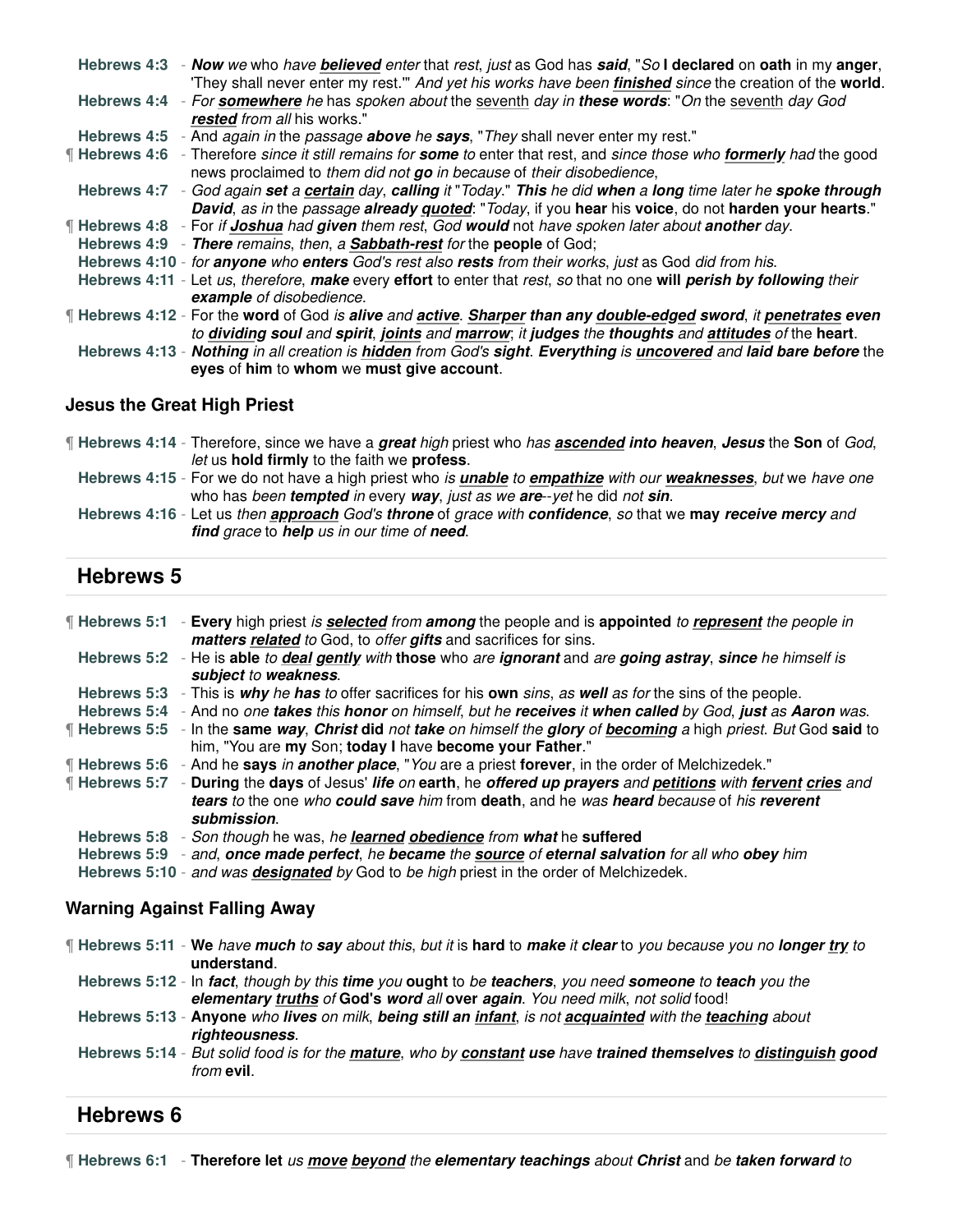**Hebrews 4:3** - ***Now*** *we* who *have* ***believed*** *enter* that *rest*, *just* as God has ***said***, "*So* **I declared** on **oath** in my **anger**, 'They shall never enter my rest.'" *And yet his works have been* ***finished*** *since* the creation of the **world**.

**Hebrews 4:4** - *For* ***somewhere*** *he* has *spoken about* the seventh *day in* ***these words***: "*On* the seventh *day God* ***rested*** *from all* his works."

**Hebrews 4:5** - And *again in* the *passage* ***above*** *he* ***says***, "*They* shall never enter my rest."

¶ **Hebrews 4:6** - Therefore *since it still remains for* ***some*** *to* enter that rest, and *since those who* ***formerly*** *had* the good news proclaimed to *them did not* ***go*** *in because* of *their disobedience*,

**Hebrews 4:7** - *God again* ***set*** *a* ***certain*** *day*, ***calling*** *it* "*Today*." ***This*** *he did* ***when*** *a* ***long*** *time later he* ***spoke through David***, *as in* the *passage* ***already quoted***: "*Today*, if you **hear** his **voice**, do not **harden your hearts**."

¶ **Hebrews 4:8** - For *if* ***Joshua*** *had* ***given*** *them rest*, *God* ***would*** not *have spoken later about* ***another*** *day*.

**Hebrews 4:9** - ***There*** *remains*, *then*, *a* ***Sabbath-rest*** *for* the **people** of God;

**Hebrews 4:10** - *for* ***anyone*** *who* ***enters*** *God's rest also* ***rests*** *from their works*, *just* as God *did from his*.

**Hebrews 4:11** - Let *us*, *therefore*, ***make*** every **effort** to enter that *rest*, *so* that no one **will** ***perish by following*** *their* ***example*** *of disobedience*.

¶ **Hebrews 4:12** - For the **word** of God *is* ***alive*** *and* ***active***. ***Sharper than any double-edged sword***, *it* ***penetrates even*** *to* ***dividing soul*** *and* ***spirit***, ***joints*** *and* ***marrow***; *it* ***judges*** *the* ***thoughts*** *and* ***attitudes*** *of* the **heart**.

**Hebrews 4:13** - ***Nothing*** *in all creation is* ***hidden*** *from God's* ***sight***. ***Everything*** *is* ***uncovered*** *and* ***laid bare before*** the **eyes** of **him** to **whom** we **must give account**.

### Jesus the Great High Priest

¶ **Hebrews 4:14** - Therefore, since we have a ***great*** *high* priest who *has* ***ascended into heaven***, ***Jesus*** the **Son** of *God*, *let* us **hold firmly** to the faith we **profess**.

**Hebrews 4:15** - For we do not have a high priest who *is* ***unable*** *to* ***empathize*** with our ***weaknesses***, *but* we *have one* who has *been* ***tempted*** *in* every ***way***, *just as we* ***are***--*yet* he did *not* ***sin***.

**Hebrews 4:16** - Let us *then* ***approach*** God's ***throne*** of *grace* with ***confidence***, *so* that we **may** ***receive mercy*** *and* ***find*** *grace* to ***help*** *us in our time of* ***need***.

## Hebrews 5

¶ **Hebrews 5:1** - **Every** high priest *is* ***selected*** *from* ***among*** the people and is **appointed** *to* ***represent*** *the people in* ***matters related*** *to* God, to *offer* ***gifts*** and sacrifices for sins.

**Hebrews 5:2** - He is **able** *to* ***deal gently*** with **those** who *are* ***ignorant*** and *are* ***going astray***, ***since*** *he himself is* ***subject*** *to* ***weakness***.

**Hebrews 5:3** - This is ***why*** *he* ***has*** *to* offer sacrifices for his **own** *sins*, *as* ***well*** *as for* the sins of the people.

**Hebrews 5:4** - And no *one* ***takes*** this ***honor*** *on himself*, *but he* ***receives*** *it* ***when called*** *by God*, ***just*** *as* ***Aaron*** *was*.

¶ **Hebrews 5:5** - In the **same** ***way***, ***Christ*** **did** *not* ***take*** *on himself the* ***glory*** *of* ***becoming*** *a high priest*. *But* God **said** to him, "You are **my** Son; **today I** have **become your Father**."

¶ **Hebrews 5:6** - And he **says** *in* ***another place***, "*You* are a priest **forever**, in the order of Melchizedek."

¶ **Hebrews 5:7** - **During** the **days** of Jesus' ***life*** *on* **earth**, he ***offered up prayers*** *and* ***petitions*** with ***fervent cries*** *and* ***tears*** *to* the one *who* ***could save*** *him* from **death**, and he *was* ***heard*** *because* of *his* ***reverent submission***.

**Hebrews 5:8** - *Son though* he was, *he* ***learned obedience*** *from* ***what*** he **suffered**

**Hebrews 5:9** - *and*, ***once made perfect***, *he* ***became*** *the* ***source*** *of* ***eternal salvation*** *for all who* ***obey*** *him*

**Hebrews 5:10** - *and was* ***designated*** *by* God to *be high* priest in the order of Melchizedek.

### Warning Against Falling Away

¶ **Hebrews 5:11** - **We** *have* ***much*** *to* ***say*** *about this*, *but it* is **hard** to ***make*** *it* ***clear*** to *you because you no* ***longer try*** *to* **understand**.

**Hebrews 5:12** - In ***fact***, *though by this* ***time*** *you* **ought** to *be* ***teachers***, *you need* ***someone*** *to* ***teach*** *you the* ***elementary truths*** *of* **God's** ***word*** *all* **over** ***again***. *You need* milk, *not solid* food!

**Hebrews 5:13** - **Anyone** *who* ***lives*** *on* milk, ***being still an infant***, *is not* ***acquainted*** with the ***teaching*** about ***righteousness***.

**Hebrews 5:14** - *But solid food is for the* ***mature***, *who by* ***constant use*** *have* ***trained themselves*** *to* ***distinguish good*** *from* **evil**.

## Hebrews 6

¶ **Hebrews 6:1** - **Therefore let** *us* ***move beyond*** *the* ***elementary teachings*** *about* ***Christ*** and *be* ***taken forward*** *to*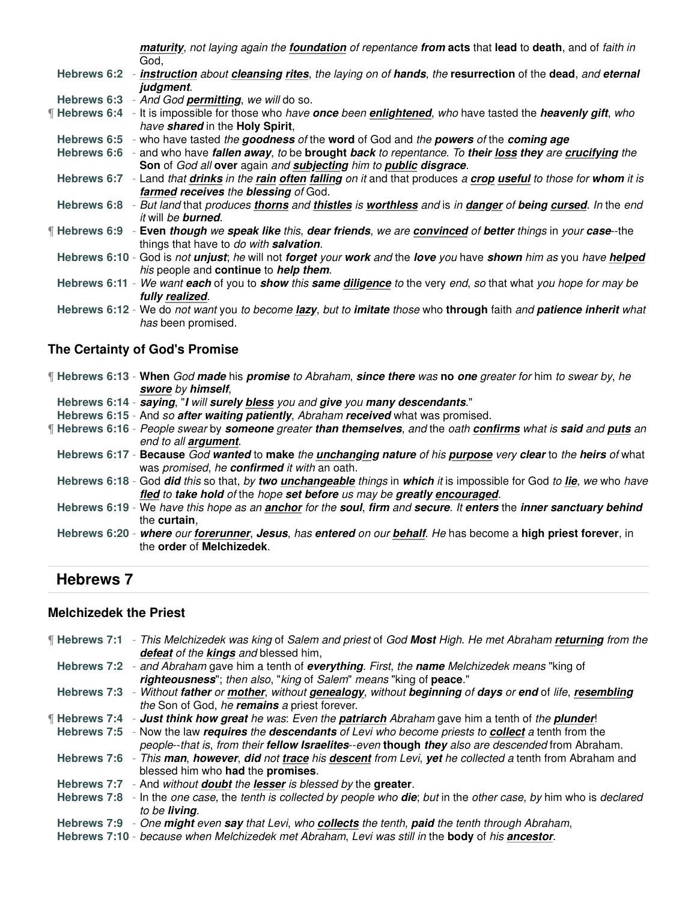*maturity*, not laying again the *foundation* of repentance **from** acts that **lead** to **death**, and of *faith in* God,

**Hebrews 6:2** - *instruction* about *cleansing rites*, the laying on of *hands*, the **resurrection** of the **dead**, and *eternal judgment*.

**Hebrews 6:3** - *And God permitting, we will* do so.

¶ **Hebrews 6:4** - It is impossible for those who *have once* been *enlightened*, *who* have tasted the *heavenly gift*, *who have shared* in the **Holy Spirit**,

**Hebrews 6:5** - who have tasted *the goodness of* the **word** of God and *the powers of* the *coming age*

**Hebrews 6:6** - and who have *fallen away*, *to* be **brought** *back to repentance*. *To their loss they are crucifying* the **Son** of *God all* **over** again *and subjecting* him to *public disgrace*.

**Hebrews 6:7** - Land *that drinks in the rain often falling on it* and that produces *a crop useful to those for whom it is farmed receives the blessing of* God.

**Hebrews 6:8** - *But land* that *produces thorns and thistles* is *worthless and* is *in danger of being cursed*. *In* the *end it* will *be burned*.

¶ **Hebrews 6:9** - **Even** *though we speak like this*, *dear friends*, *we are convinced of better* things in *your case*--the things that have to *do with salvation*.

**Hebrews 6:10** - God is *not unjust*; *he* will not *forget your work and* the *love you* have *shown him as* you *have helped his* people and **continue** to *help them*.

**Hebrews 6:11** - *We want each* of you to *show this same diligence to* the very *end*, *so* that what *you hope for may be fully realized*.

**Hebrews 6:12** - We do *not want* you *to become lazy*, *but to imitate those* who **through** faith *and patience inherit what has* been promised.

### The Certainty of God's Promise

¶ **Hebrews 6:13** - **When** *God made* his *promise to Abraham*, *since there* was **no** *one greater for* him *to swear by*, *he swore by himself*,

**Hebrews 6:14** - *saying*, "*I will surely bless* you and *give* you *many descendants*."

**Hebrews 6:15** - And *so after waiting patiently*, *Abraham received* what was promised.

¶ **Hebrews 6:16** - *People swear* by *someone* greater *than themselves*, *and* the *oath confirms what is said* and *puts an end to all argument*.

**Hebrews 6:17** - **Because** *God wanted* to **make** *the unchanging nature of his purpose very clear* to *the heirs of* what was *promised*, *he confirmed it with* an oath.

**Hebrews 6:18** - God *did this* so that, *by two unchangeable things* in *which it* is impossible for God *to lie*, *we* who *have fled to take hold of* the *hope* **set before** us *may be greatly encouraged*.

**Hebrews 6:19** - We *have this hope as an anchor for the soul*, *firm and secure*. *It enters* the *inner sanctuary behind* the **curtain**,

**Hebrews 6:20** - *where our forerunner*, *Jesus*, *has entered on our behalf*. *He* has become a **high priest forever**, in the **order** of **Melchizedek**.

## Hebrews 7

### Melchizedek the Priest

¶ **Hebrews 7:1** - *This Melchizedek was king* of *Salem and priest* of *God Most High*. *He met Abraham returning from the defeat of the kings and* blessed him,

**Hebrews 7:2** - *and Abraham* gave him a tenth of *everything*. *First*, *the name Melchizedek means* "king of *righteousness*"; *then also*, "*king* of *Salem*" *means* "king of **peace**."

**Hebrews 7:3** - *Without father or mother*, *without genealogy*, *without beginning of days or end* of *life*, *resembling the* Son of God, *he remains a* priest forever.

¶ **Hebrews 7:4** - *Just think how great he was*: *Even the patriarch Abraham* gave him a tenth of *the plunder*!

**Hebrews 7:5** - Now the law *requires the descendants of Levi who become priests to collect a* tenth from the *people--that is*, *from their fellow Israelites--even* **though** *they also are descended* from Abraham.

**Hebrews 7:6** - *This man*, *however*, *did* not *trace his descent from Levi*, *yet he collected a* tenth from Abraham and blessed him who **had** the **promises**.

**Hebrews 7:7** - And *without doubt the lesser is blessed by* the **greater**.

**Hebrews 7:8** - In the *one case*, the *tenth is collected by people who die*; *but* in the *other case*, *by* him who is *declared to be living*.

**Hebrews 7:9** - *One might even say that Levi*, *who collects the tenth*, *paid the tenth through Abraham*,

**Hebrews 7:10** - *because when Melchizedek met Abraham*, *Levi was still in* the **body** of *his ancestor*.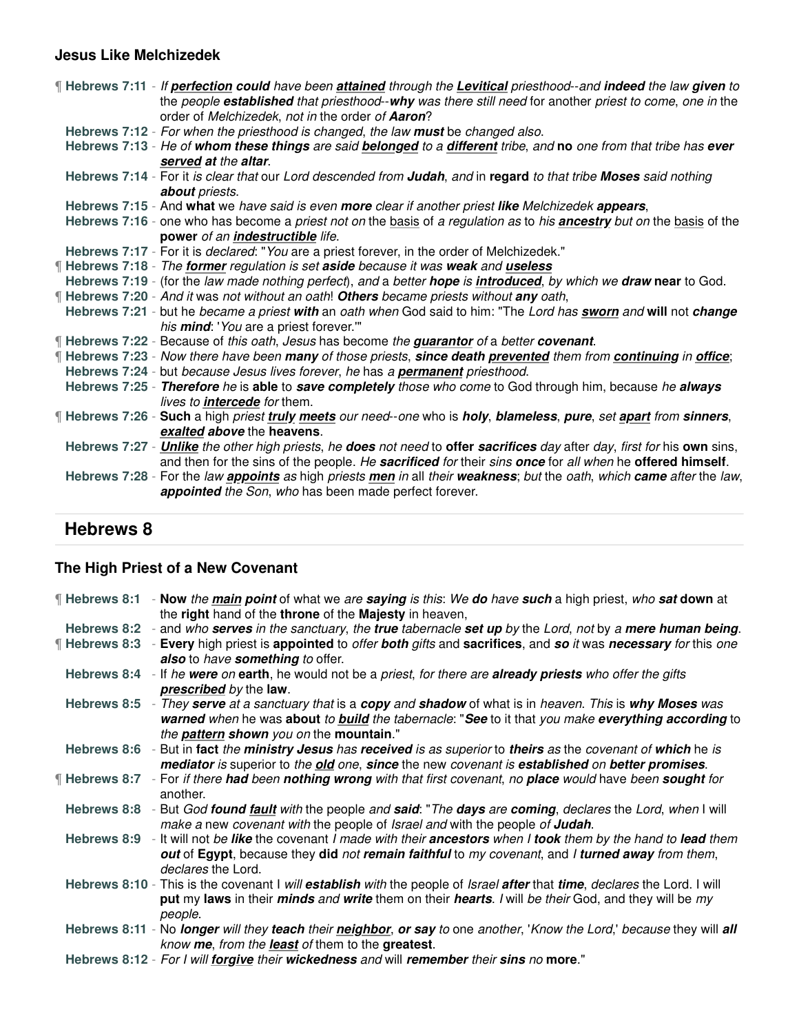### Jesus Like Melchizedek

¶ **Hebrews 7:11** - *If **perfection could** have been **attained** through the **Levitical** priesthood--and **indeed** the law **given** to* the *people **established** that priesthood--**why** was there still need* for another *priest to come, one in* the order of *Melchizedek, not in* the order *of **Aaron***?

**Hebrews 7:12** - *For when the priesthood is changed, the law **must*** be *changed also.*

**Hebrews 7:13** - *He of **whom these things** are said **belonged** to a **different** tribe, and* **no** *one from that tribe has **ever served at** the **altar**.*

**Hebrews 7:14** - For it *is clear that* our *Lord descended from **Judah**, and* in **regard** *to that tribe **Moses** said nothing **about** priests.*

**Hebrews 7:15** - And **what** we *have said is even **more** clear if another priest **like** Melchizedek **appears***,

**Hebrews 7:16** - one who has become a *priest not on* the basis of *a regulation as* to *his **ancestry** but on* the basis of the **power** *of an **indestructible** life.*

**Hebrews 7:17** - For it is *declared*: "*You* are a priest forever, in the order of Melchizedek."

¶ **Hebrews 7:18** - *The **former** regulation is set **aside** because it was **weak** and **useless***

**Hebrews 7:19** - (for the *law made nothing perfect*), *and* a better ***hope** is **introduced**, by which we **draw*** **near** to God.

¶ **Hebrews 7:20** - *And it* was *not without an oath*! ***Others** became priests without **any** oath,*

**Hebrews 7:21** - but he *became a priest **with** an oath when* God said to him: "The *Lord has **sworn*** and **will** not ***change** his **mind***: '*You* are a priest forever.'"

¶ **Hebrews 7:22** - Because of *this oath*, *Jesus* has become *the **guarantor** of* a *better **covenant***.

¶ **Hebrews 7:23** - *Now there have been **many** of those priests, **since death prevented** them from **continuing** in **office***;

**Hebrews 7:24** - but *because Jesus lives forever, he* has *a **permanent** priesthood.*

**Hebrews 7:25** - ***Therefore** he* is **able** to ***save completely** those who come* to God through him, because *he **always** lives to **intercede** for* them.

¶ **Hebrews 7:26** - **Such** a high *priest **truly meets** our need--one* who is ***holy**, **blameless**, **pure**, set **apart** from **sinners**, **exalted above*** the **heavens**.

**Hebrews 7:27** - ***Unlike** the other high priests, he **does*** not need to **offer *sacrifices*** *day* after *day, first for* his **own** sins, and then for the sins of the people. *He **sacrificed** for* their *sins **once** for all when* he **offered himself**.

**Hebrews 7:28** - For the *law **appoints** as* high *priests **men** in all their **weakness**; but* the *oath*, *which **came** after* the *law*, ***appointed** the Son, who* has been made perfect forever.

## Hebrews 8

### The High Priest of a New Covenant

¶ **Hebrews 8:1** - **Now** *the **main point*** of what we *are **saying** is this: We **do*** have ***such*** a high priest, *who **sat*** **down** at the **right** hand of the **throne** of the **Majesty** in heaven,

**Hebrews 8:2** - and *who **serves** in the sanctuary, the **true*** tabernacle ***set up** by* the *Lord, not* by *a **mere human being***.

¶ **Hebrews 8:3** - **Every** high priest is **appointed** to *offer **both*** gifts and **sacrifices**, and ***so** it* was ***necessary** for* this *one **also** to have **something** to* offer.

**Hebrews 8:4** - If *he **were** on* **earth**, he would not be a *priest, for there are **already priests** who offer the gifts **prescribed** by* the **law**.

**Hebrews 8:5** - *They **serve** at a sanctuary that* is a ***copy** and **shadow*** of what is in *heaven. This* is ***why Moses** was **warned*** when he was **about** *to **build** the tabernacle*: "***See*** to it that *you make **everything according*** to *the **pattern shown** you on* the **mountain**."

**Hebrews 8:6** - But in **fact** *the **ministry Jesus** has **received** is as superior* to ***theirs*** *as* the *covenant of **which*** he *is **mediator*** is superior to *the **old** one*, ***since*** the new *covenant* is ***established** on **better promises***.

¶ **Hebrews 8:7** - For *if there **had*** been ***nothing wrong** with that first covenant*, no ***place*** would have been ***sought*** for another.

**Hebrews 8:8** - But *God **found fault** with* the people *and **said***: "*The **days** are **coming**, declares* the *Lord, when* I will *make a* new *covenant with* the people of *Israel and* with the people *of **Judah***.

**Hebrews 8:9** - It will not *be **like*** the covenant *I made with their **ancestors** when I **took** them by the hand to **lead** them **out*** of **Egypt**, because they **did** *not **remain faithful*** to *my covenant*, and *I **turned away** from them, declares* the Lord.

**Hebrews 8:10** - This is the covenant I *will **establish** with* the people of *Israel **after*** that ***time***, *declares* the Lord. I will **put** my **laws** in their ***minds** and **write*** them on their ***hearts***. *I* will *be their* God, and they will be *my people.*

**Hebrews 8:11** - No ***longer*** *will they **teach** their **neighbor**, **or say** to* one *another*, '*Know the Lord*,' *because* they will ***all*** *know **me**, from the **least** of* them to the **greatest**.

**Hebrews 8:12** - *For I will **forgive** their **wickedness*** and will ***remember*** *their **sins** no* **more**."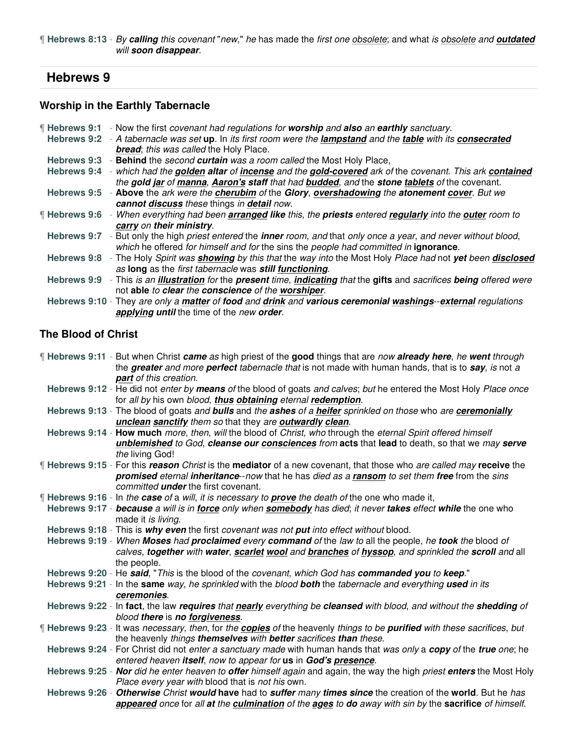¶ **Hebrews 8:13** - *By **calling** this covenant* "*new*," *he* has made the *first one* obsolete; and what *is* obsolete *and* ***outdated*** *will **soon disappear***.

## Hebrews 9

### Worship in the Earthly Tabernacle

¶ **Hebrews 9:1** - Now the first *covenant had regulations for **worship** and **also** an **earthly** sanctuary*.

**Hebrews 9:2** - *A tabernacle was set* **up**. In *its first room were the **lampstand** and the **table** with its **consecrated bread**; this was called* the Holy Place.

**Hebrews 9:3** - **Behind** the *second **curtain** was a room called* the Most Holy Place,

**Hebrews 9:4** - *which had the **golden altar** of **incense** and the **gold-covered** ark of* the *covenant. This ark **contained** the **gold jar** of **manna**, **Aaron's staff** that had **budded**, and* the ***stone tablets*** *of* the covenant.

**Hebrews 9:5** - **Above** the *ark were the **cherubim** of* the ***Glory***, ***overshadowing*** *the **atonement cover**. But we **cannot discuss** these* things *in **detail** now*.

¶ **Hebrews 9:6** - *When everything had been **arranged like** this*, *the **priests** entered **regularly** into the **outer** room to **carry** on **their ministry***.

**Hebrews 9:7** - But only the high *priest entered* the ***inner*** room, *and* that *only once a year*, *and never without blood*, *which* he offered *for himself and for* the sins the *people had committed in* **ignorance**.

**Hebrews 9:8** - The Holy *Spirit was **showing** by this that* the *way into* the Most Holy *Place had* not ***yet*** *been **disclosed** as* **long** as the *first tabernacle* was ***still functioning***.

**Hebrews 9:9** - This *is an **illustration** for* the ***present*** *time*, ***indicating*** *that* the **gifts** and *sacrifices **being** offered were* not **able** *to **clear** the **conscience** of the **worshiper***.

**Hebrews 9:10** - They *are only a **matter** of **food** and **drink** and **various ceremonial washings**--**external** regulations **applying until*** the time of the *new **order***.

### The Blood of Christ

¶ **Hebrews 9:11** - But when Christ ***came*** *as* high priest of the **good** things that are *now **already here***, *he **went** through* the ***greater*** *and more **perfect** tabernacle that* is not made with human hands, that is to ***say***, *is* not *a **part** of this creation*.

**Hebrews 9:12** - He did not *enter by **means** of* the blood of goats *and calves*; *but* he entered the Most Holy *Place once* for *all by* his own *blood*, ***thus obtaining*** *eternal **redemption***.

**Hebrews 9:13** - The blood of goats *and **bulls*** and *the **ashes** of a **heifer** sprinkled on those* who *are **ceremonially unclean sanctify** them so* that they *are **outwardly clean***.

**Hebrews 9:14** - **How much** *more*, *then*, *will* the blood of *Christ*, *who* through the *eternal Spirit offered himself **unblemished** to God*, ***cleanse our consciences*** *from* **acts** that **lead** to death, so that we *may **serve** the* living God!

¶ **Hebrews 9:15** - For this ***reason*** *Christ* is the **mediator** of a new covenant, that those who *are called may* **receive** the ***promised*** *eternal **inheritance**--now* that he has *died as a **ransom** to set them **free*** from the *sins committed **under*** the first covenant.

¶ **Hebrews 9:16** - In *the **case** of* a *will*, *it is necessary to **prove** the death of* the one who made it,

**Hebrews 9:17** - ***because*** *a will is in **force** only when **somebody** has died*; *it never **takes** effect **while*** the one who made it *is living*.

**Hebrews 9:18** - This is ***why even*** the first *covenant was not **put** into effect without* blood.

**Hebrews 9:19** - *When **Moses** had **proclaimed** every **command** of* the *law to* all the people, *he **took** the* blood *of calves*, ***together*** *with **water***, ***scarlet wool*** *and **branches** of **hyssop***, *and sprinkled the **scroll** and* all the people.

**Hebrews 9:20** - He ***said***, "*This* is the blood of the *covenant*, *which God has **commanded you** to **keep***."

**Hebrews 9:21** - In the **same** *way*, *he sprinkled* with the *blood **both** the tabernacle and everything **used** in its **ceremonies***.

**Hebrews 9:22** - In **fact**, the law ***requires*** *that **nearly** everything be **cleansed** with blood*, *and without the **shedding** of blood **there*** is ***no forgiveness***.

¶ **Hebrews 9:23** - It was *necessary*, *then*, for *the **copies** of* the heavenly *things to be **purified** with these sacrifices*, *but* the heavenly *things **themselves** with **better** sacrifices **than** these*.

**Hebrews 9:24** - For Christ did not *enter a sanctuary made* with human hands that *was only* a ***copy*** *of* the ***true*** *one*; he *entered heaven **itself***, *now to appear for* **us** in ***God's presence***.

**Hebrews 9:25** - ***Nor*** *did he enter heaven to **offer** himself again* and again, the way the high *priest **enters*** the Most Holy *Place every year with* blood that is *not his* own.

**Hebrews 9:26** - ***Otherwise*** *Christ **would*** **have** had to ***suffer*** *many **times since*** the creation of the **world**. But he *has **appeared** once* for *all **at** the **culmination** of the **ages** to **do** away with sin by* the **sacrifice** *of himself*.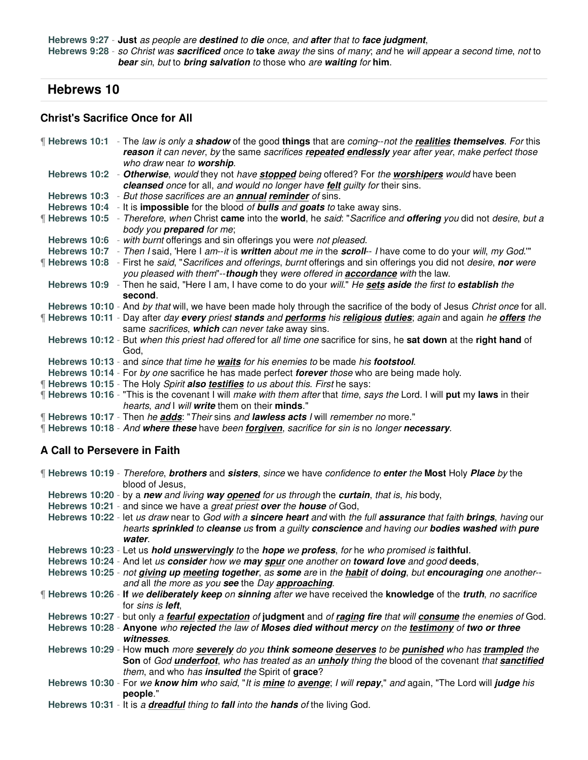**Hebrews 9:27** - **Just** *as people are* ***destined*** *to* ***die*** *once*, *and* ***after*** *that to* ***face judgment***,

**Hebrews 9:28** - *so Christ was* ***sacrificed*** *once to* **take** *away the* sins *of many*; *and* he *will appear a second time*, *not* to ***bear*** *sin*, *but* to ***bring salvation*** *to* those who *are* ***waiting*** *for* **him**.

## Hebrews 10

### Christ's Sacrifice Once for All

¶ **Hebrews 10:1** - The *law is only a* ***shadow*** of the good **things** that are *coming--not the* ***realities themselves***. *For* this ***reason*** *it can never*, *by* the same *sacrifices* ***repeated endlessly*** *year after year*, *make perfect those who draw* near *to* ***worship***.

**Hebrews 10:2** - ***Otherwise***, *would* they not *have* ***stopped*** *being* offered? For *the* ***worshipers*** *would* have been ***cleansed*** *once* for all, *and would no longer have* ***felt*** *guilty for* their sins.

**Hebrews 10:3** - *But those sacrifices are an* ***annual reminder*** *of* sins.

**Hebrews 10:4** - It is **impossible** for the blood *of* ***bulls*** *and* ***goats*** *to* take away sins.

¶ **Hebrews 10:5** - *Therefore*, *when* Christ **came** into the **world**, he *said*: "*Sacrifice and* ***offering*** *you* did not *desire*, *but a body you* ***prepared*** *for me*;

**Hebrews 10:6** - *with burnt* offerings and sin offerings you were *not pleased*.

**Hebrews 10:7** - *Then I* said, 'Here I *am--it* is ***written*** *about me in* the ***scroll***-- *I* have come to do your *will*, *my God*.'"

¶ **Hebrews 10:8** - First he *said*, "*Sacrifices and offerings*, *burnt* offerings and sin offerings you did not *desire*, ***nor*** were *you pleased with them*"--***though*** they *were offered in* ***accordance*** *with* the law.

**Hebrews 10:9** - Then he said, "Here I am, I have come to do your *will*." *He* ***sets aside*** *the first to* ***establish*** *the* **second**.

**Hebrews 10:10** - And *by that* will, we have been made holy through the sacrifice of the body of Jesus *Christ once* for all.

¶ **Hebrews 10:11** - Day after *day* ***every*** *priest* ***stands*** *and* ***performs*** *his* ***religious duties***; *again* and again *he* ***offers*** *the* same *sacrifices*, ***which*** *can never take* away sins.

**Hebrews 10:12** - But *when this priest had offered* for *all time one* sacrifice for sins, he **sat down** at the **right hand** of God,

**Hebrews 10:13** - and *since that time he* ***waits*** *for his enemies to* be made *his* ***footstool***.

**Hebrews 10:14** - For *by one* sacrifice he has made perfect ***forever*** *those* who are being made holy.

¶ **Hebrews 10:15** - The Holy *Spirit* ***also testifies*** *to us about this*. *First* he says:

¶ **Hebrews 10:16** - "This is the covenant I will *make with them after* that *time*, *says the* Lord. I will **put** my **laws** in their *hearts*, *and* I *will* ***write*** them on their **minds**."

¶ **Hebrews 10:17** - Then *he* ***adds***: "*Their* sins *and* ***lawless acts*** *I* will *remember no* more."

¶ **Hebrews 10:18** - *And* ***where these*** have *been* ***forgiven***, *sacrifice for sin is* no *longer* ***necessary***.

### A Call to Persevere in Faith

¶ **Hebrews 10:19** - *Therefore*, ***brothers*** and ***sisters***, *since* we have *confidence to* ***enter*** *the* **Most** Holy ***Place*** *by* the blood of Jesus,

**Hebrews 10:20** - by a ***new*** *and living* ***way opened*** *for us through* the ***curtain***, *that is*, *his* body,

**Hebrews 10:21** - and since we have a *great priest* ***over*** *the* ***house*** *of* God,

**Hebrews 10:22** - let *us draw* near to *God with a* ***sincere heart*** *and* with *the full* ***assurance*** that *faith* ***brings***, *having* our *hearts* ***sprinkled*** *to* ***cleanse*** *us* **from** *a guilty* ***conscience*** *and having our* ***bodies washed*** *with* ***pure water***.

**Hebrews 10:23** - Let us ***hold unswervingly*** *to* the ***hope*** *we* ***profess***, *for* he *who promised is* **faithful**.

**Hebrews 10:24** - And let *us* ***consider*** *how we* ***may spur*** *one another on* ***toward love*** *and good* **deeds**,

**Hebrews 10:25** - *not* ***giving up meeting together***, *as* ***some*** *are* in *the* ***habit*** *of* ***doing***, *but* ***encouraging*** *one another--and* all *the more as you* ***see*** the *Day* ***approaching***.

¶ **Hebrews 10:26** - **If** *we* ***deliberately keep*** *on* ***sinning*** *after we* have received the **knowledge** of the ***truth***, *no sacrifice* for *sins is* ***left***,

**Hebrews 10:27** - but only *a* ***fearful expectation*** *of* **judgment** and *of* ***raging fire*** *that will* ***consume*** *the enemies of* God.

**Hebrews 10:28** - **Anyone** *who* ***rejected*** *the law of* ***Moses died without mercy*** *on the* ***testimony*** *of* ***two or three witnesses***.

**Hebrews 10:29** - How **much** *more* ***severely*** *do you* ***think someone deserves*** *to be* ***punished*** *who has* ***trampled*** *the* **Son** of *God* ***underfoot***, *who has treated as an* ***unholy*** *thing the* blood of the covenant *that* ***sanctified*** *them*, and who *has* ***insulted*** *the* Spirit of **grace**?

**Hebrews 10:30** - For *we* ***know him*** *who said*, "*It is* ***mine*** *to* ***avenge***; *I will* ***repay***," *and* again, "The Lord will ***judge*** *his* **people**."

**Hebrews 10:31** - It is *a* ***dreadful*** *thing to* ***fall*** *into the* ***hands*** *of* the living God.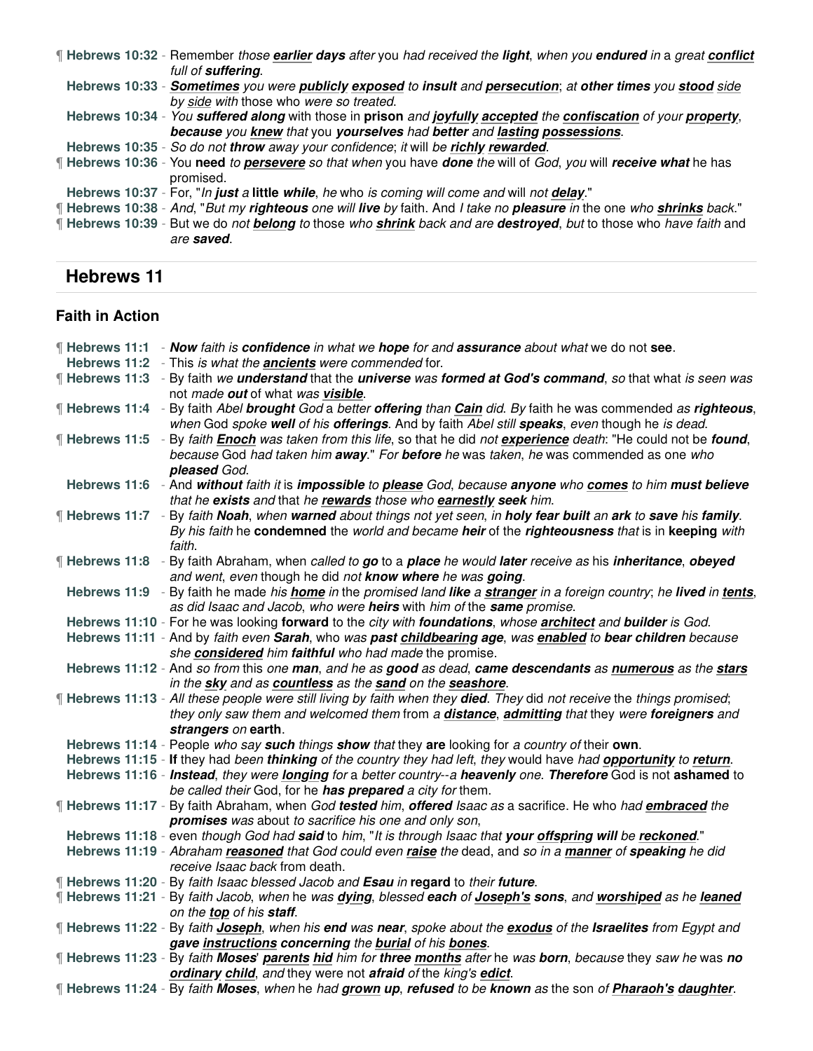¶ **Hebrews 10:32** - Remember *those* ***earlier*** ***days*** *after* you *had received the* ***light***, *when you* ***endured*** *in* a *great* ***conflict*** *full of* ***suffering***.

**Hebrews 10:33** - ***Sometimes*** *you were* ***publicly*** ***exposed*** *to* ***insult*** *and* ***persecution***; *at* ***other times*** *you* ***stood*** *side by side with* those who *were so treated*.

**Hebrews 10:34** - *You* ***suffered along*** with those in **prison** *and* ***joyfully*** ***accepted*** *the* ***confiscation*** *of your* ***property***, ***because*** *you* ***knew*** that you ***yourselves*** had ***better*** and ***lasting*** ***possessions***.

**Hebrews 10:35** - *So do not* ***throw*** *away your confidence*; *it* will *be* ***richly*** ***rewarded***.

¶ **Hebrews 10:36** - You **need** *to* ***persevere*** *so that when* you have ***done*** *the* will of *God*, *you* will ***receive what*** he has promised.

**Hebrews 10:37** - For, "*In* ***just*** *a* **little** ***while***, *he* who *is coming will come and* will *not* ***delay***."

¶ **Hebrews 10:38** - *And*, "*But my* ***righteous*** *one will* ***live*** *by* faith. And *I take no* ***pleasure*** *in* the one *who* ***shrinks*** *back*."

¶ **Hebrews 10:39** - But we do *not* ***belong*** *to* those *who* ***shrink*** *back* and *are* ***destroyed***, *but* to those who *have faith* and *are* ***saved***.

## Hebrews 11

### Faith in Action

¶ **Hebrews 11:1** - ***Now*** *faith is* ***confidence*** *in what we* ***hope*** *for and* ***assurance*** *about what* we do not **see**.

**Hebrews 11:2** - This *is what the* ***ancients*** *were commended* for.

¶ **Hebrews 11:3** - By faith *we* ***understand*** that the ***universe*** *was* ***formed at God's command***, *so* that what *is seen was* not *made* ***out*** of what *was* ***visible***.

¶ **Hebrews 11:4** - By faith *Abel* ***brought*** *God* a *better* ***offering*** *than* ***Cain*** *did*. *By* faith he was commended *as* ***righteous***, *when* God *spoke* ***well*** *of his* ***offerings***. And by faith *Abel still* ***speaks***, *even* though he *is dead*.

¶ **Hebrews 11:5** - By *faith* ***Enoch*** *was taken from this life*, so that he did *not* ***experience*** *death*: "He could not be ***found***, *because* God *had taken him* ***away***." *For* ***before*** *he* was *taken*, *he* was commended as one *who* ***pleased*** *God*.

**Hebrews 11:6** - And ***without*** *faith it* is ***impossible*** *to* ***please*** *God*, *because* ***anyone*** *who* ***comes*** *to him* ***must believe*** *that he* ***exists*** *and* that *he* ***rewards*** *those who* ***earnestly*** ***seek*** *him*.

¶ **Hebrews 11:7** - By *faith* ***Noah***, *when* ***warned*** *about things not yet seen*, *in* ***holy fear built*** *an* ***ark*** *to* ***save*** *his* ***family***. *By his faith* he **condemned** the *world and became* ***heir*** of the ***righteousness*** *that* is in **keeping** *with faith*.

¶ **Hebrews 11:8** - By faith Abraham, when *called to* ***go*** to a ***place*** *he would* ***later*** *receive as* his ***inheritance***, ***obeyed*** *and went*, *even* though he did *not* ***know where*** *he was* ***going***.

**Hebrews 11:9** - By faith he made *his* ***home*** *in* the *promised land* ***like*** *a* ***stranger*** *in a foreign country*; *he* ***lived*** *in* ***tents***, *as did* Isaac and Jacob, *who were* ***heirs*** with *him of* the ***same*** *promise*.

**Hebrews 11:10** - For he was looking **forward** to the *city with* ***foundations***, *whose* ***architect*** *and* ***builder*** *is God*.

**Hebrews 11:11** - And by *faith even* ***Sarah***, who *was* ***past*** ***childbearing*** ***age***, *was* ***enabled*** *to* ***bear children*** *because she* ***considered*** *him* ***faithful*** *who had made* the promise.

**Hebrews 11:12** - And *so from* this *one* ***man***, *and he as* ***good*** *as dead*, ***came descendants*** *as* ***numerous*** *as the* ***stars*** *in the* ***sky*** *and as* ***countless*** *as the* ***sand*** *on the* ***seashore***.

¶ **Hebrews 11:13** - *All these people were still living by faith when they* ***died***. *They* did *not receive* the *things promised*; *they only saw them and welcomed them* from *a* ***distance***, ***admitting*** that they *were* ***foreigners*** *and* ***strangers*** *on* **earth**.

**Hebrews 11:14** - People *who say* ***such*** *things* ***show*** that they **are** looking for *a country of* their **own**.

**Hebrews 11:15** - **If** they had *been* ***thinking*** *of the country they had left*, *they* would have *had* ***opportunity*** *to* ***return***.

**Hebrews 11:16** - ***Instead***, *they were* ***longing*** *for* a *better country--a* ***heavenly*** *one*. ***Therefore*** God is not **ashamed** to *be called their* God, for he ***has prepared*** *a city for* them.

¶ **Hebrews 11:17** - By faith Abraham, when *God* ***tested*** *him*, ***offered*** *Isaac as* a sacrifice. He who *had* ***embraced*** *the* ***promises*** *was* about *to sacrifice his one and only son*,

**Hebrews 11:18** - even *though God had* ***said*** *to* him, "*It is through Isaac that* ***your offspring will*** *be* ***reckoned***."

**Hebrews 11:19** - *Abraham* ***reasoned*** *that God could even* ***raise*** *the* dead, and *so in a* ***manner*** *of* ***speaking*** *he did receive Isaac back* from death.

¶ **Hebrews 11:20** - By *faith Isaac blessed Jacob and* ***Esau*** *in* **regard** to *their* ***future***.

¶ **Hebrews 11:21** - By *faith Jacob*, *when* he *was* ***dying***, *blessed* ***each*** *of* ***Joseph's sons***, *and* ***worshiped*** *as he* ***leaned*** *on the* ***top*** *of his* ***staff***.

¶ **Hebrews 11:22** - By *faith* ***Joseph***, *when his* ***end*** *was* ***near***, *spoke about the* ***exodus*** *of the* **Israelites** *from Egypt and* ***gave instructions concerning*** *the* ***burial*** *of his* ***bones***.

¶ **Hebrews 11:23** - By *faith* ***Moses***' ***parents*** ***hid*** *him for* ***three*** ***months*** *after* he *was* ***born***, *because* they *saw he* was ***no*** ***ordinary*** ***child***, *and* they were not ***afraid*** *of* the *king's* ***edict***.

¶ **Hebrews 11:24** - By *faith* ***Moses***, *when* he *had* ***grown up***, ***refused*** *to be* ***known*** *as* the son *of* ***Pharaoh's*** ***daughter***.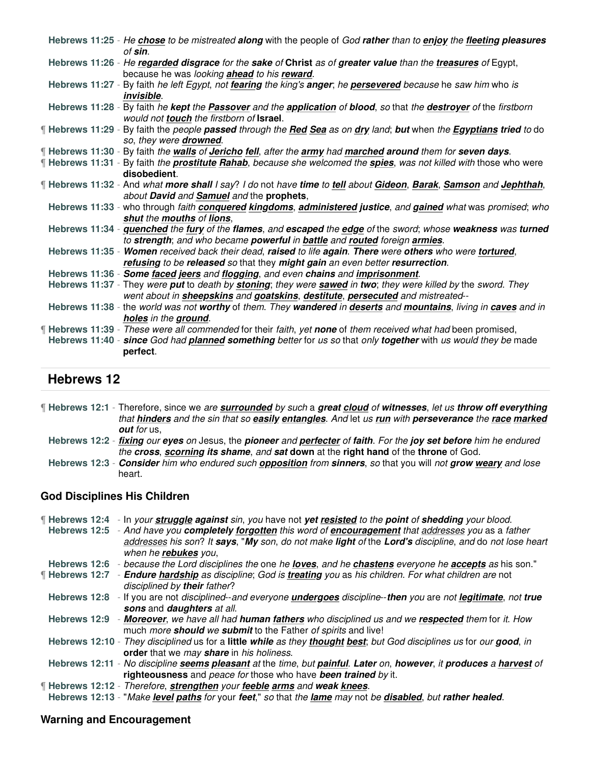**Hebrews 11:25** - *He* ***chose*** *to be mistreated* ***along*** with the people of *God* ***rather*** *than to* ***enjoy*** *the* ***fleeting pleasures*** *of* ***sin***.

**Hebrews 11:26** - *He* ***regarded disgrace*** *for the* ***sake*** *of* **Christ** *as of* ***greater value*** *than the* ***treasures*** *of* Egypt, because he was *looking* ***ahead*** *to his* ***reward***.

**Hebrews 11:27** - By faith *he left Egypt*, *not* ***fearing*** *the king's* ***anger***; *he* ***persevered*** *because* he *saw him* who *is* ***invisible***.

**Hebrews 11:28** - By faith *he* ***kept*** *the* ***Passover*** *and the* ***application*** *of* ***blood***, *so* that *the* ***destroyer*** *of* the *firstborn would not* ***touch*** *the firstborn of* **Israel**.

¶ **Hebrews 11:29** - By faith the *people* ***passed*** *through the* ***Red Sea*** *as on* ***dry*** *land*; ***but*** when *the* ***Egyptians tried*** *to* do *so*, *they were* ***drowned***.

¶ **Hebrews 11:30** - By faith *the* ***walls*** *of* ***Jericho fell***, *after the* ***army*** *had* ***marched around*** *them for* ***seven days***.

¶ **Hebrews 11:31** - By faith *the* ***prostitute Rahab***, *because she welcomed the* ***spies***, *was not killed with* those who were **disobedient**.

¶ **Hebrews 11:32** - And *what* ***more shall*** *I say*? *I do* not *have* ***time*** *to* ***tell*** *about* ***Gideon***, ***Barak***, ***Samson*** *and* ***Jephthah***, *about* ***David*** *and* ***Samuel*** *and* the **prophets**,

**Hebrews 11:33** - who through *faith* ***conquered kingdoms***, ***administered justice***, *and* ***gained*** *what* was *promised*; *who* ***shut*** *the* ***mouths*** *of* ***lions***,

**Hebrews 11:34** - ***quenched*** *the* ***fury*** *of the* ***flames***, *and* ***escaped*** *the* ***edge*** *of* the *sword*; *whose* ***weakness*** *was* ***turned*** *to* ***strength***; *and who became* ***powerful*** *in* ***battle*** *and* ***routed*** *foreign* ***armies***.

**Hebrews 11:35** - ***Women*** *received back their dead*, ***raised*** *to life* ***again***. ***There*** *were* ***others*** *who were* ***tortured***, ***refusing*** *to be* ***released*** *so* that *they* ***might gain*** *an even better* ***resurrection***.

**Hebrews 11:36** - ***Some faced jeers*** *and* ***flogging***, *and even* ***chains*** *and* ***imprisonment***.

**Hebrews 11:37** - They *were* ***put*** to *death by* ***stoning***; *they were* ***sawed*** *in* ***two***; *they were killed by* the *sword*. *They went about in* ***sheepskins*** *and* ***goatskins***, ***destitute***, ***persecuted*** *and mistreated*--

**Hebrews 11:38** - the *world was not* ***worthy*** of *them*. *They* ***wandered*** *in* ***deserts*** *and* ***mountains***, *living in* ***caves*** *and in* ***holes*** *in the* ***ground***.

¶ **Hebrews 11:39** - *These were all commended* for their *faith*, *yet* ***none*** of *them received what had* been promised,

**Hebrews 11:40** - ***since*** God had ***planned something*** *better* for *us so* that *only* ***together*** with *us would they be* made **perfect**.

## Hebrews 12

¶ **Hebrews 12:1** - Therefore, since we *are* ***surrounded*** *by such* a ***great cloud*** *of* ***witnesses***, *let us* ***throw off everything*** *that* ***hinders*** *and the sin that so* ***easily entangles***. *And* let us ***run*** with ***perseverance*** *the* ***race marked out*** *for* us,

**Hebrews 12:2** - ***fixing*** *our* ***eyes*** *on* Jesus, the ***pioneer*** *and* ***perfecter*** *of* ***faith***. *For the* ***joy set before*** *him he endured the* ***cross***, ***scorning its shame***, *and* ***sat*** **down** at the **right hand** of the **throne** of God.

**Hebrews 12:3** - ***Consider*** *him who endured such* ***opposition*** *from* ***sinners***, *so* that you will *not* ***grow weary*** *and lose* heart.

### God Disciplines His Children

¶ **Hebrews 12:4** - In *your* ***struggle against*** *sin*, *you* have not ***yet resisted*** *to the* ***point*** *of* ***shedding*** *your blood*.

**Hebrews 12:5** - *And have you* ***completely forgotten*** *this word of* ***encouragement*** *that* *addresses* *you* as a *father* *addresses* *his son*? *It* ***says***, "***My*** *son*, *do not make* ***light*** *of* the ***Lord's*** *discipline*, *and* do *not lose heart when he* ***rebukes*** *you*,

**Hebrews 12:6** - *because the Lord disciplines the* one *he* ***loves***, *and he* ***chastens*** *everyone he* ***accepts*** *as* his son."

¶ **Hebrews 12:7** - ***Endure hardship*** *as discipline*; *God is* ***treating*** *you* as *his children*. *For what children are* not *disciplined by* ***their*** *father*?

**Hebrews 12:8** - If you are not *disciplined--and everyone* ***undergoes*** *discipline--****then*** *you* are *not* ***legitimate***, *not* ***true sons*** and ***daughters*** *at all*.

**Hebrews 12:9** - ***Moreover***, *we have all had* ***human fathers*** *who disciplined us and we* ***respected*** *them* for *it*. *How* much *more* ***should*** *we* ***submit*** to the Father *of spirits* and live!

**Hebrews 12:10** - *They disciplined* us for a **little** ***while*** *as they* ***thought best***; *but God disciplines us* for *our* ***good***, *in* **order** that we *may* ***share*** in *his holiness*.

**Hebrews 12:11** - *No discipline* ***seems pleasant*** *at* the *time*, *but* ***painful***. ***Later*** *on*, ***however***, *it* ***produces*** *a* ***harvest*** *of* **righteousness** and *peace for* those who have ***been trained*** *by* it.

¶ **Hebrews 12:12** - *Therefore*, ***strengthen*** *your* ***feeble arms*** *and* ***weak knees***.

**Hebrews 12:13** - "*Make* ***level paths*** *for* your ***feet***," *so* that *the* ***lame*** *may* not *be* ***disabled***, *but* ***rather healed***.

### Warning and Encouragement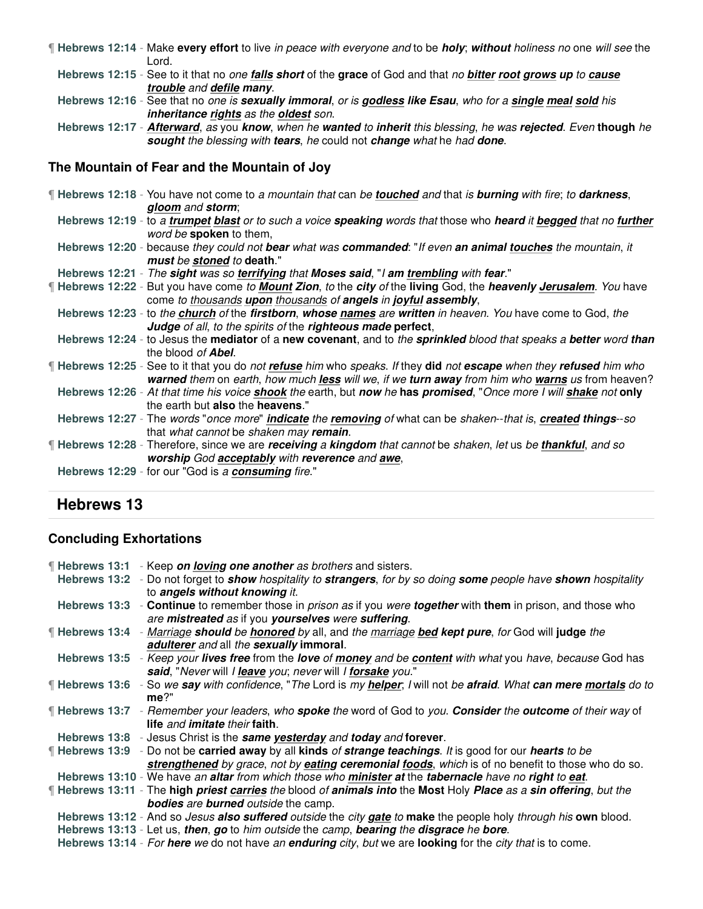¶ **Hebrews 12:14** - Make **every effort** to live *in peace with everyone and* to be ***holy***; ***without*** *holiness no* one *will see* the Lord.

**Hebrews 12:15** - See to it that no *one **falls short*** of the **grace** of God and that *no **bitter root grows up** to **cause trouble*** and ***defile many***.

**Hebrews 12:16** - See that no *one is **sexually immoral**, or is **godless like Esau**, who for a **single meal sold** his **inheritance rights** as the **oldest** son*.

**Hebrews 12:17** - ***Afterward***, *as* you ***know***, *when he **wanted** to **inherit** this blessing, he was **rejected***. *Even* **though** *he **sought** the blessing with **tears**, he* could not ***change*** *what* he *had **done***.

### The Mountain of Fear and the Mountain of Joy

¶ **Hebrews 12:18** - You have not come to *a mountain that* can *be **touched** and* that *is **burning** with fire*; *to **darkness**, **gloom** and **storm***;

**Hebrews 12:19** - to *a **trumpet blast** or to such a voice **speaking** words that* those who ***heard** it **begged** that no **further** word be* **spoken** to them,

**Hebrews 12:20** - because *they could not **bear** what was **commanded***: "*If even **an animal touches** the mountain*, *it **must** be **stoned** to* **death**."

**Hebrews 12:21** - *The **sight** was so **terrifying** that **Moses said***, "*I **am trembling** with **fear***."

¶ **Hebrews 12:22** - But you have come *to **Mount Zion***, *to* the ***city*** *of* the **living** God, the ***heavenly Jerusalem***. *You* have come *to thousands **upon** thousands of **angels** in **joyful assembly***,

**Hebrews 12:23** - to *the **church** of* the ***firstborn***, ***whose names*** *are **written** in heaven*. *You* have come to God, *the **Judge** of all*, *to the spirits of* the ***righteous made*** **perfect**,

**Hebrews 12:24** - to Jesus the **mediator** of a **new covenant**, and to *the **sprinkled** blood that speaks a **better** word* ***than*** the blood *of **Abel***.

¶ **Hebrews 12:25** - See to it that you do *not **refuse** him* who *speaks*. *If* they **did** *not **escape** when they **refused** him who **warned** them* on *earth*, *how much **less** will we*, *if we* ***turn away*** *from him who **warns*** *us* from heaven?

**Hebrews 12:26** - *At that time his voice **shook** the* earth, but ***now*** *he* **has** ***promised***, "*Once more I will **shake*** *not* **only** the earth but **also** the **heavens**."

**Hebrews 12:27** - The *words* "*once more*" ***indicate*** *the **removing** of* what can be *shaken--that is*, ***created things****--so* that *what cannot* be *shaken may **remain***.

¶ **Hebrews 12:28** - Therefore, since we are ***receiving*** *a **kingdom** that cannot* be *shaken*, *let* us *be **thankful**, and so **worship** God **acceptably** with **reverence** and **awe***,

**Hebrews 12:29** - for our "God is *a **consuming** fire*."

## Hebrews 13

### Concluding Exhortations

¶ **Hebrews 13:1** - Keep ***on loving one another*** *as brothers* and sisters.

**Hebrews 13:2** - Do not forget to ***show*** *hospitality to **strangers**, for by so doing **some*** people have ***shown*** *hospitality to **angels without knowing** it*.

**Hebrews 13:3** - **Continue** to remember those in *prison as* if you *were **together*** with **them** in prison, and those who *are **mistreated*** *as* if you ***yourselves*** *were **suffering***.

¶ **Hebrews 13:4** - *Marriage **should** be **honored** by* all, and *the marriage **bed kept pure***, *for* God will **judge** *the **adulterer** and* all *the **sexually*** **immoral**.

**Hebrews 13:5** - *Keep your **lives free*** from the ***love*** *of **money*** and be ***content*** with *what* you *have*, *because* God has ***said***, "*Never* will *I **leave*** you; *never* will *I **forsake*** *you*."

¶ **Hebrews 13:6** - So *we **say** with confidence*, "*The* Lord is *my **helper***; *I* will not *be **afraid***. *What* ***can mere mortals*** *do to* **me**?"

¶ **Hebrews 13:7** - *Remember your leaders*, *who **spoke** the* word of God to *you*. ***Consider*** *the **outcome** of their way* of **life** *and **imitate** their* **faith**.

**Hebrews 13:8** - Jesus Christ is the ***same yesterday*** *and **today** and* **forever**.

¶ **Hebrews 13:9** - Do not be **carried away** by all **kinds** *of **strange teachings***. *It* is good for our ***hearts*** *to be **strengthened** by grace*, *not by **eating ceremonial foods***, *which* is of no benefit to those who do so.

**Hebrews 13:10** - We have *an **altar*** from which those who ***minister at*** the ***tabernacle*** have no ***right*** *to **eat***.

¶ **Hebrews 13:11** - The **high** ***priest carries*** *the* blood *of **animals into*** the **Most** Holy ***Place*** *as a **sin offering***, *but the **bodies** are **burned** outside* the camp.

**Hebrews 13:12** - And so *Jesus **also suffered** outside* the *city **gate** to* **make** the people holy *through his* **own** blood.

**Hebrews 13:13** - Let us, ***then***, ***go*** to *him outside* the *camp*, ***bearing*** *the **disgrace** he **bore***.

**Hebrews 13:14** - *For **here** we* do not have *an **enduring** city*, *but* we are **looking** for the *city that* is to come.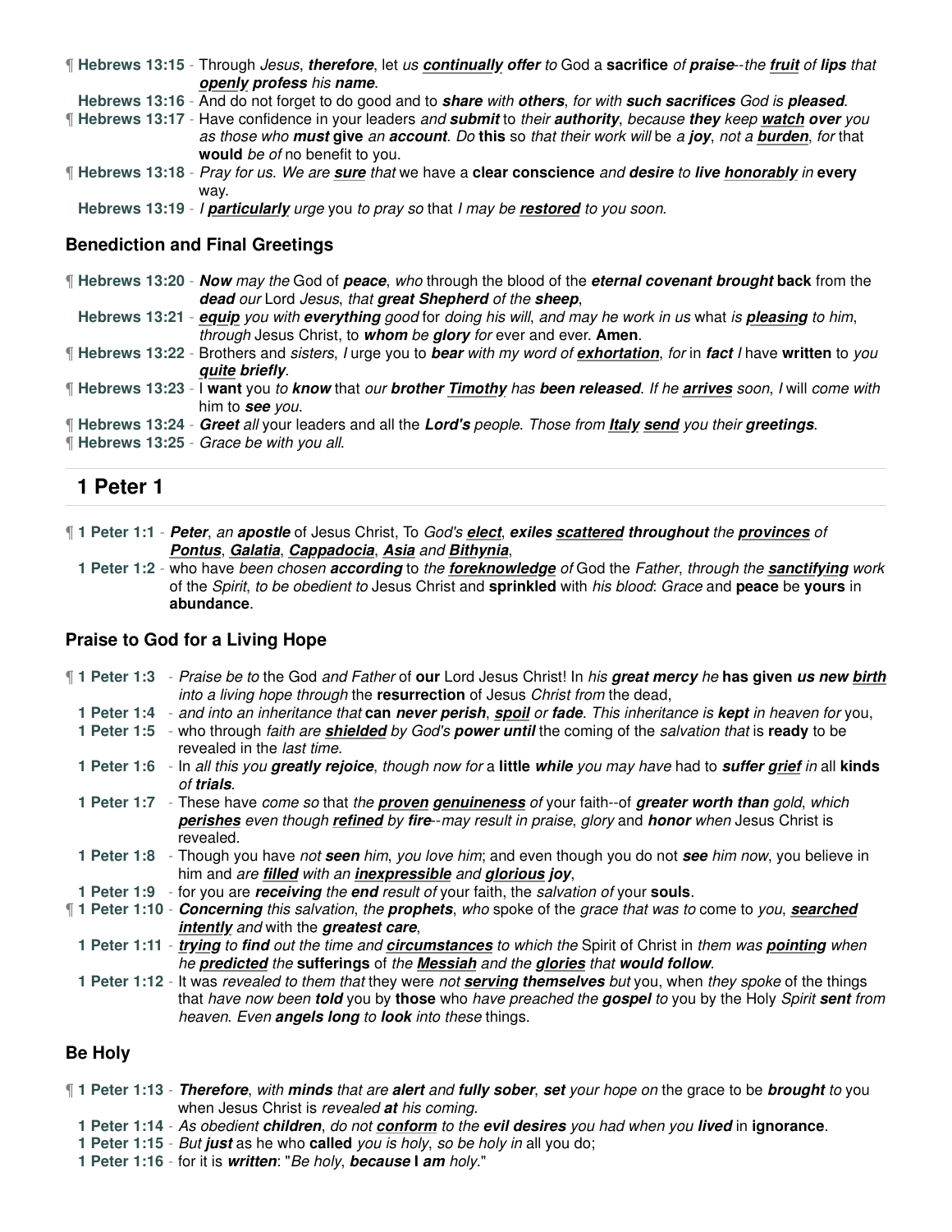¶ **Hebrews 13:15** - Through *Jesus*, ***therefore***, let *us* ***continually offer*** *to* God a **sacrifice** *of* ***praise***--*the* ***fruit*** *of* ***lips*** *that* ***openly profess*** *his* ***name***.

**Hebrews 13:16** - And do not forget to do good and to ***share*** *with* ***others***, *for with* ***such sacrifices*** *God is* ***pleased***.

¶ **Hebrews 13:17** - Have confidence in your leaders *and* ***submit*** *to their* ***authority***, *because* ***they*** *keep* ***watch over*** *you as those who* ***must give*** *an* ***account***. *Do* **this** so *that their work will* be *a* ***joy***, *not a* ***burden***, *for* that **would** *be of* no benefit to you.

¶ **Hebrews 13:18** - *Pray for us. We are* ***sure*** *that* we have a **clear conscience** *and* ***desire*** *to* ***live honorably*** *in* **every** way.

**Hebrews 13:19** - *I* ***particularly*** *urge* you *to pray so* that *I may be* ***restored*** *to you soon.*

## Benediction and Final Greetings

¶ **Hebrews 13:20** - ***Now*** *may the* God of ***peace***, *who* through the blood of the ***eternal covenant brought*** **back** from the ***dead*** *our* Lord *Jesus*, *that* ***great Shepherd*** *of the* ***sheep***,

**Hebrews 13:21** - ***equip*** *you with* ***everything*** good for *doing his will*, *and may he work in us* what *is* ***pleasing*** *to him*, *through* Jesus Christ, to ***whom*** *be* ***glory*** *for* ever and ever. **Amen**.

¶ **Hebrews 13:22** - Brothers and *sisters*, *I* urge you to ***bear*** *with my word of* ***exhortation***, *for* in ***fact*** *I* have **written** to *you* ***quite briefly***.

¶ **Hebrews 13:23** - I **want** you *to* ***know*** that *our* ***brother Timothy*** *has* ***been released***. *If he* ***arrives*** soon, *I* will *come with* him to ***see*** *you*.

¶ **Hebrews 13:24** - ***Greet*** *all* your leaders and all the ***Lord's*** *people*. *Those from* ***Italy send*** *you their* ***greetings***.

¶ **Hebrews 13:25** - *Grace be with you all.*

# 1 Peter 1

¶ **1 Peter 1:1** - ***Peter***, *an* ***apostle*** of Jesus Christ, To *God's* ***elect***, ***exiles scattered throughout*** *the* ***provinces*** *of* ***Pontus***, ***Galatia***, ***Cappadocia***, ***Asia*** *and* ***Bithynia***,

**1 Peter 1:2** - who have *been chosen* ***according*** to *the* ***foreknowledge*** *of* God the *Father*, *through the* ***sanctifying*** *work* of the *Spirit*, *to be obedient to* Jesus Christ and **sprinkled** with *his blood*: *Grace* and **peace** be **yours** in **abundance**.

## Praise to God for a Living Hope

¶ **1 Peter 1:3** - *Praise be to* the God *and Father* of **our** Lord Jesus Christ! In *his* ***great mercy*** *he* **has given** ***us new birth*** *into a living hope through* the **resurrection** of Jesus *Christ from* the dead,

**1 Peter 1:4** - *and into an inheritance that* **can** ***never perish***, ***spoil*** *or* ***fade***. *This inheritance is* ***kept*** *in heaven for* you,

**1 Peter 1:5** - who through *faith are* ***shielded*** *by God's* ***power until*** the coming of the *salvation that* is **ready** to be revealed in the *last time*.

**1 Peter 1:6** - In *all this you* ***greatly rejoice***, *though now for* a **little** ***while*** *you may have* had to ***suffer grief*** *in* all **kinds** *of* ***trials***.

**1 Peter 1:7** - These have *come so* that *the* ***proven genuineness*** *of* your faith--of ***greater worth than*** *gold*, *which* ***perishes*** *even though* ***refined*** *by* ***fire***--*may result in praise*, *glory* and ***honor*** *when* Jesus Christ is revealed.

**1 Peter 1:8** - Though you have *not* ***seen*** *him*, *you love him*; and even though you do not ***see*** *him now*, you believe in him and *are* ***filled*** *with an* ***inexpressible*** *and* ***glorious joy***,

**1 Peter 1:9** - for you are ***receiving*** *the* ***end*** *result of* your faith, the *salvation of* your **souls**.

¶ **1 Peter 1:10** - ***Concerning*** *this salvation*, *the* ***prophets***, *who* spoke of the *grace that was to* come to *you*, ***searched intently*** *and* with the ***greatest care***,

**1 Peter 1:11** - ***trying*** *to* ***find*** *out the time and* ***circumstances*** *to which the* Spirit of Christ in *them was* ***pointing*** *when he* ***predicted*** *the* **sufferings** of *the* ***Messiah*** *and the* ***glories*** *that* ***would follow***.

**1 Peter 1:12** - It was *revealed to them that* they were *not* ***serving themselves*** *but* you, when *they spoke* of the things that *have now been* ***told*** you by **those** who *have preached the* ***gospel*** *to* you by the Holy *Spirit* ***sent*** *from heaven*. *Even* **angels** ***long*** *to* ***look*** *into these* things.

## Be Holy

¶ **1 Peter 1:13** - ***Therefore***, *with* ***minds*** *that are* ***alert*** *and* ***fully sober***, ***set*** *your hope on* the grace to be ***brought*** *to* you when Jesus Christ is *revealed* ***at*** *his coming*.

**1 Peter 1:14** - *As obedient* ***children***, *do not* ***conform*** *to the* ***evil desires*** *you had when you* ***lived*** in **ignorance**.

**1 Peter 1:15** - *But* ***just*** as he who **called** *you is holy*, *so be holy in* all you do;

**1 Peter 1:16** - for it is ***written***: "*Be holy*, ***because*** **I** ***am*** *holy*."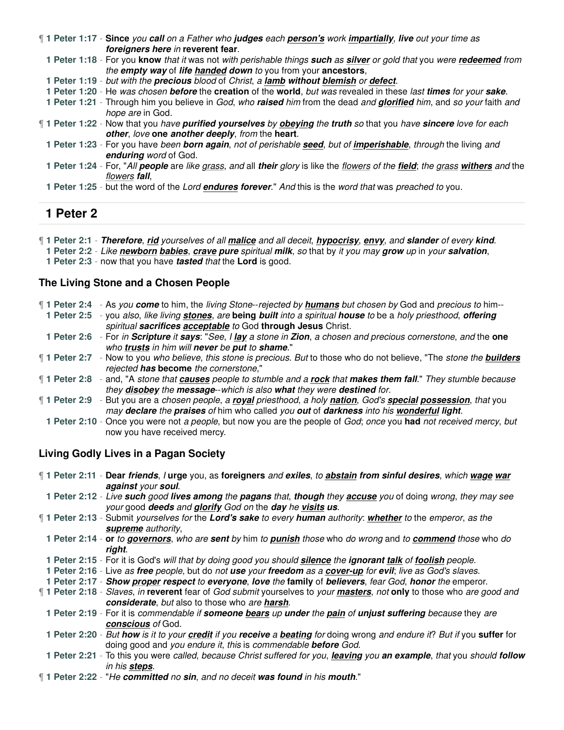¶ **1 Peter 1:17** - **Since** *you* ***call*** *on a Father who* ***judges*** *each* ***person's*** *work* ***impartially***, ***live*** *out your time as* ***foreigners here*** *in* **reverent fear**.

**1 Peter 1:18** - For you **know** *that it* was not *with perishable things* ***such*** *as* ***silver*** *or gold that* you *were* ***redeemed*** *from the* ***empty way*** *of* ***life handed down*** *to* you from your **ancestors**,

**1 Peter 1:19** - *but with the* ***precious*** *blood* of *Christ*, *a* ***lamb without blemish*** *or* ***defect***.

**1 Peter 1:20** - He *was chosen* ***before*** the **creation** of the **world**, *but was* revealed in these *last* ***times*** *for your* ***sake***.

**1 Peter 1:21** - Through him you believe in *God*, *who* ***raised*** *him* from the dead *and* ***glorified*** *him*, and *so your* faith *and hope are* in God.

¶ **1 Peter 1:22** - Now that you *have* ***purified yourselves*** *by* ***obeying*** *the* ***truth*** *so* that you *have* ***sincere*** *love for each* ***other***, *love* **one** ***another deeply***, *from* the **heart**.

**1 Peter 1:23** - For you have *been* ***born again***, *not of perishable* ***seed***, *but of* ***imperishable***, *through* the living *and* ***enduring*** *word* of God.

**1 Peter 1:24** - For, "*All* ***people*** are *like grass*, *and* all ***their*** *glory* is like the *flowers of the* ***field***; *the grass* ***withers*** *and* the *flowers* ***fall***,

**1 Peter 1:25** - but the word of the *Lord* ***endures forever***." *And* this is the *word that* was *preached to* you.

## 1 Peter 2

¶ **1 Peter 2:1** - ***Therefore***, ***rid*** *yourselves of all* ***malice*** *and all deceit*, ***hypocrisy***, ***envy***, and ***slander*** *of every* ***kind***.

**1 Peter 2:2** - *Like* ***newborn babies***, ***crave pure*** *spiritual* ***milk***, *so* that by *it you may* ***grow*** *up* in *your* ***salvation***,

**1 Peter 2:3** - now that you have ***tasted*** *that* the **Lord** is good.

### The Living Stone and a Chosen People

¶ **1 Peter 2:4** - As *you* ***come*** to him, the *living Stone--rejected by* ***humans*** *but chosen by* God and *precious to* him--

**1 Peter 2:5** - you *also*, *like living* ***stones***, *are* **being** ***built*** *into a spiritual* ***house*** *to* be a *holy priesthood*, ***offering*** *spiritual* ***sacrifices acceptable*** *to* God **through Jesus** Christ.

**1 Peter 2:6** - For *in* ***Scripture*** *it* ***says***: "*See*, *I* ***lay*** *a stone in* ***Zion***, *a chosen and precious cornerstone*, *and* the **one** *who* ***trusts*** *in him will* ***never*** *be* ***put*** *to* ***shame***."

¶ **1 Peter 2:7** - Now to you *who believe*, *this stone is precious*. *But* to those who do not believe, "The *stone the* ***builders*** *rejected* ***has*** **become** *the cornerstone*,"

¶ **1 Peter 2:8** - and, "A *stone that* ***causes*** *people to stumble and a* ***rock*** that **makes them fall**." *They stumble because they* ***disobey*** *the* ***message***--*which is also* **what** *they were* ***destined*** *for*.

¶ **1 Peter 2:9** - But you are a *chosen people*, *a* ***royal*** *priesthood*, *a holy* ***nation***, *God's* ***special possession***, *that* you *may* ***declare*** *the* ***praises*** *of* him who called *you* ***out*** *of* ***darkness*** *into his* ***wonderful light***.

**1 Peter 2:10** - Once you were not *a people*, but now you are the people of *God*; *once* you **had** *not received mercy*, *but* now you have received mercy.

### Living Godly Lives in a Pagan Society

¶ **1 Peter 2:11** - **Dear** ***friends***, *I* **urge** you, as **foreigners** *and* ***exiles***, *to* ***abstain from sinful desires***, *which* ***wage war against*** *your* ***soul***.

**1 Peter 2:12** - *Live* ***such*** *good* ***lives among*** *the* ***pagans*** *that*, ***though*** *they* ***accuse*** *you* of doing *wrong*, *they may see your* good ***deeds*** *and* ***glorify*** *God on* the ***day*** *he* ***visits us***.

¶ **1 Peter 2:13** - Submit *yourselves for* the ***Lord's sake*** *to every* ***human*** *authority*: ***whether*** *to* the *emperor*, *as the* ***supreme*** *authority*,

**1 Peter 2:14** - **or** *to* ***governors***, *who are* ***sent*** *by* him *to* ***punish*** *those* who *do wrong* and *to* ***commend*** *those* who *do* ***right***.

**1 Peter 2:15** - For it is God's *will that by doing good you should* ***silence*** *the* ***ignorant talk*** *of* ***foolish*** *people*.

**1 Peter 2:16** - Live *as* ***free*** *people*, but do *not* ***use*** *your* ***freedom*** *as a* ***cover-up*** *for* ***evil***; *live as God's slaves*.

**1 Peter 2:17** - ***Show proper respect*** *to* ***everyone***, ***love*** *the* **family** of ***believers***, *fear God*, ***honor*** *the* emperor.

¶ **1 Peter 2:18** - *Slaves*, *in* **reverent** fear of *God submit* yourselves to *your* ***masters***, *not* **only** to those who *are good and* ***considerate***, *but* also to those who *are* ***harsh***.

**1 Peter 2:19** - For it is *commendable if* ***someone bears*** *up* ***under*** *the* ***pain*** *of* ***unjust suffering*** *because* they *are* ***conscious*** *of* God.

**1 Peter 2:20** - *But* ***how*** *is it to your* ***credit*** *if you* ***receive*** *a* ***beating*** *for* doing wrong *and endure it*? *But if* you **suffer** for doing good and *you endure it*, *this* is *commendable* ***before*** *God*.

**1 Peter 2:21** - To this you were *called*, *because Christ suffered for you*, ***leaving*** *you* **an example**, *that* you *should* ***follow*** *in his* ***steps***.

¶ **1 Peter 2:22** - "*He* ***committed*** *no* ***sin***, *and no deceit* **was found** *in his* ***mouth***."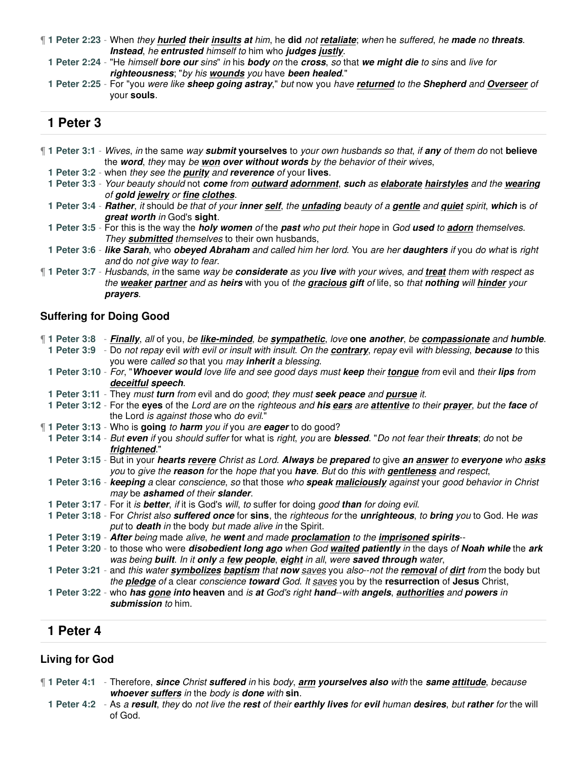¶ **1 Peter 2:23** - When *they* ***hurled*** **their** ***insults at*** *him*, he **did** *not* ***retaliate***; *when* he *suffered*, *he* ***made*** no ***threats***. ***Instead***, *he* ***entrusted*** *himself to* him who ***judges justly***.

**1 Peter 2:24** - "He *himself* ***bore our*** *sins*" *in* his ***body*** *on* the ***cross***, *so* that ***we might die*** *to sins* and *live for* ***righteousness***; "*by his* ***wounds*** *you* have ***been healed***."

**1 Peter 2:25** - For "you *were like* ***sheep going astray***," *but* now you *have* ***returned*** *to the* ***Shepherd*** *and* ***Overseer*** *of* your **souls**.

## 1 Peter 3

¶ **1 Peter 3:1** - *Wives*, *in* the same *way* ***submit*** **yourselves** to *your own husbands so that*, *if* ***any*** *of them do* not **believe** the ***word***, *they* may *be* ***won over without words*** *by the behavior of their wives*,

**1 Peter 3:2** - when *they see the* ***purity*** *and* ***reverence*** *of* your **lives**.

**1 Peter 3:3** - *Your beauty should* not ***come*** *from* ***outward adornment***, ***such*** *as* ***elaborate hairstyles*** *and the* ***wearing*** *of* ***gold jewelry*** *or* ***fine clothes***.

**1 Peter 3:4** - ***Rather***, *it* should *be that of your* ***inner self***, *the* ***unfading*** *beauty of a* ***gentle*** *and* ***quiet*** *spirit*, **which** is *of* ***great worth*** *in* God's **sight**.

**1 Peter 3:5** - For this is the way the ***holy women*** *of* the ***past*** *who put their hope* in *God* ***used*** *to* ***adorn*** *themselves*. *They* ***submitted*** *themselves* to their own husbands,

**1 Peter 3:6** - ***like Sarah***, who ***obeyed Abraham*** *and called him her lord*. You *are her* ***daughters*** *if* you *do what* is *right and* do *not give way to fear*.

¶ **1 Peter 3:7** - *Husbands*, *in* the same *way be* ***considerate*** *as you* ***live*** *with your wives*, *and* ***treat*** *them with respect as the* ***weaker partner*** *and as* ***heirs*** with you of *the* ***gracious gift*** *of* life, so *that* ***nothing*** *will* ***hinder*** *your* ***prayers***.

### Suffering for Doing Good

¶ **1 Peter 3:8** - ***Finally***, *all* of you, *be* ***like-minded***, *be* ***sympathetic***, *love* **one** ***another***, *be* ***compassionate*** and ***humble***.

**1 Peter 3:9** - Do *not repay* evil *with evil or insult with insult. On the* ***contrary***, *repay* evil *with blessing*, ***because*** *to* this you were *called so* that you *may* ***inherit*** *a blessing*.

**1 Peter 3:10** - *For*, "***Whoever would*** *love life and see good days must* ***keep*** *their* ***tongue*** *from* evil and *their* ***lips*** *from* ***deceitful speech***.

**1 Peter 3:11** - They *must* ***turn*** *from* evil and do *good*; *they must* ***seek peace*** *and* ***pursue*** *it*.

**1 Peter 3:12** - For the **eyes** of the *Lord are on* the *righteous and* ***his ears*** *are* ***attentive*** *to their* ***prayer***, *but the* ***face*** *of* the Lord *is against those* who *do evil*."

¶ **1 Peter 3:13** - Who is **going** *to* ***harm*** *you if* you *are* ***eager*** to do good?

**1 Peter 3:14** - *But* ***even*** *if* you *should suffer* for what is *right*, *you* are ***blessed***. "*Do not fear their* ***threats***; *do* not *be* ***frightened***."

**1 Peter 3:15** - But in your ***hearts revere*** *Christ as Lord.* ***Always*** *be* ***prepared*** *to* give ***an answer*** *to* ***everyone*** *who* ***asks*** *you* to *give the* ***reason*** *for* the *hope that* you ***have***. *But* do *this with* ***gentleness*** *and respect*,

**1 Peter 3:16** - ***keeping*** *a* clear *conscience*, *so* that those *who* ***speak maliciously*** *against* your *good behavior in Christ may* be ***ashamed*** *of their* ***slander***.

**1 Peter 3:17** - For it *is* ***better***, *if* it is God's *will*, *to* suffer for doing *good* ***than*** *for doing evil*.

**1 Peter 3:18** - For *Christ also* ***suffered once*** for **sins**, the *righteous for* the ***unrighteous***, *to* ***bring*** *you* to God. He *was put* to ***death*** *in* the body *but made alive in* the Spirit.

**1 Peter 3:19** - ***After*** *being* made *alive*, *he* ***went*** and made ***proclamation*** *to the* ***imprisoned spirits***--

**1 Peter 3:20** - to those who were ***disobedient long ago*** *when God* ***waited patiently*** *in* the days *of* ***Noah while*** the ***ark*** *was being* ***built***. *In it* ***only*** *a* ***few people***, ***eight*** *in all*, *were* ***saved through*** *water*,

**1 Peter 3:21** - and *this water* ***symbolizes baptism*** *that* ***now*** *saves* you *also--not the* ***removal*** *of* ***dirt*** *from* the body but *the* ***pledge*** *of* a clear *conscience* ***toward*** *God*. *It saves* you by the **resurrection** of **Jesus** Christ,

**1 Peter 3:22** - who ***has gone into*** **heaven** and *is* ***at*** *God's right* ***hand***--*with* ***angels***, ***authorities*** and ***powers*** *in* ***submission*** *to* him.

## 1 Peter 4

### Living for God

¶ **1 Peter 4:1** - Therefore, ***since*** *Christ* ***suffered*** *in* his *body*, ***arm yourselves also*** *with* the ***same attitude***, *because* ***whoever suffers*** *in* the *body is* ***done*** *with* **sin**.

**1 Peter 4:2** - As *a* ***result***, *they* do *not live the* ***rest*** *of their* ***earthly lives*** *for* ***evil*** *human* ***desires***, *but* ***rather*** *for* the will of God.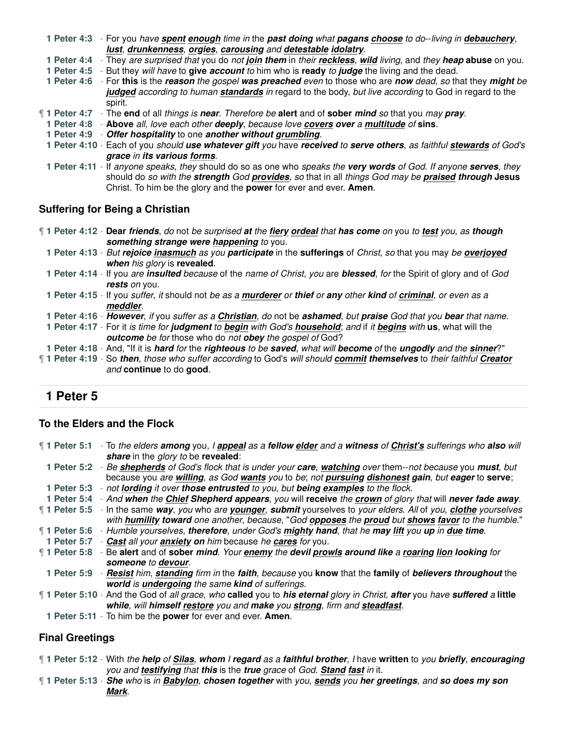1 Peter 4:3 - For you *have **spent enough** time in* the ***past doing*** *what* ***pagans choose*** *to do--living in* ***debauchery***, ***lust***, ***drunkenness***, ***orgies***, ***carousing*** *and* ***detestable idolatry***.

1 Peter 4:4 - They *are surprised that* you do *not **join them*** in *their **reckless***, ***wild*** *living*, and *they* **heap abuse** on you.

1 Peter 4:5 - But they *will have* to **give *account*** *to* him who is **ready** *to **judge*** the living and the dead.

1 Peter 4:6 - For **this** is the ***reason*** *the gospel* ***was preached*** *even* to those who are ***now*** *dead*, *so* that they ***might*** *be* ***judged*** according to human ***standards*** *in* regard to the body, *but live according* to God in regard to the spirit.

¶ 1 Peter 4:7 - The **end** of all *things is* ***near***. *Therefore be* **alert** and of **sober** ***mind*** *so* that you *may* ***pray***.

1 Peter 4:8 - **Above** *all*, *love each other* ***deeply***, *because love* ***covers over*** *a* ***multitude*** *of* **sins**.

1 Peter 4:9 - ***Offer hospitality*** to one ***another without grumbling***.

1 Peter 4:10 - Each of you *should* ***use whatever gift*** *you* have ***received*** *to* ***serve others***, *as faithful* ***stewards*** *of God's* ***grace*** *in* ***its various forms***.

1 Peter 4:11 - If *anyone speaks*, *they* should do so as one who *speaks the* ***very words*** *of God*. *If anyone* ***serves***, *they* should do *so with the* ***strength*** *God* ***provides***, *so* that in all *things God may be* ***praised through*** **Jesus** Christ. To him be the glory and the **power** for ever and ever. **Amen**.

## Suffering for Being a Christian

¶ 1 Peter 4:12 - **Dear *friends***, *do* not *be surprised* ***at*** *the* ***fiery ordeal*** *that* ***has come*** *on* you *to* ***test*** *you*, *as* ***though something strange were happening*** *to* you.

1 Peter 4:13 - *But* ***rejoice inasmuch*** *as you* ***participate*** in the **sufferings** of *Christ*, *so* that you may *be* ***overjoyed when*** *his glory* is **revealed**.

1 Peter 4:14 - If you *are* ***insulted*** *because* of the *name of Christ*, *you* are ***blessed***, *for* the Spirit of glory and of *God* ***rests*** *on* you.

1 Peter 4:15 - If you *suffer*, *it* should not *be as a* ***murderer*** *or* ***thief*** *or* ***any*** *other* ***kind*** *of* ***criminal***, *or even as a* ***meddler***.

1 Peter 4:16 - ***However***, *if* you *suffer as a* ***Christian***, *do* not be ***ashamed***, *but* ***praise*** *God that you* ***bear*** *that name*.

1 Peter 4:17 - For it *is time for* ***judgment*** *to* ***begin*** *with God's* ***household***; *and* if *it* ***begins*** *with* **us**, what will the ***outcome*** *be for* those who do *not* ***obey*** *the gospel of* God?

1 Peter 4:18 - And, "If it is ***hard*** *for* the ***righteous*** *to be* ***saved***, *what will* ***become*** *of* the ***ungodly*** *and the* ***sinner***?"

¶ 1 Peter 4:19 - So ***then***, *those who suffer according* to God's *will should* ***commit themselves*** to *their faithful* ***Creator*** *and* **continue** to do **good**.

# 1 Peter 5

## To the Elders and the Flock

¶ 1 Peter 5:1 - To *the elders* ***among*** you, *I* ***appeal*** *as a* ***fellow elder*** *and a* ***witness*** *of* ***Christ's*** *sufferings who* ***also*** *will* ***share*** in the *glory to* be **revealed**:

1 Peter 5:2 - *Be* ***shepherds*** *of God's flock that is under your* ***care***, ***watching*** *over* them--*not because* you ***must***, *but* because you *are* ***willing***, *as God* ***wants*** *you* to *be*; *not* ***pursuing dishonest*** *gain*, *but* ***eager*** to **serve**;

1 Peter 5:3 - *not* ***lording*** *it over* ***those entrusted*** *to you*, *but* ***being examples*** *to the flock*.

1 Peter 5:4 - *And* ***when*** *the* ***Chief Shepherd appears***, *you* will **receive** *the* ***crown*** *of glory that* will ***never fade away***.

¶ 1 Peter 5:5 - In the same ***way***, *you* who *are* ***younger***, ***submit*** yourselves to *your elders*. *All* of *you*, ***clothe*** *yourselves with* ***humility toward*** *one another*, *because*, "*God* ***opposes*** *the* ***proud*** *but* ***shows favor*** *to the humble*."

¶ 1 Peter 5:6 - *Humble yourselves*, ***therefore***, *under God's* ***mighty hand***, *that he* ***may lift*** *you* ***up*** *in* ***due*** *time*.

1 Peter 5:7 - ***Cast*** *all your* ***anxiety on*** *him* because *he* ***cares*** *for* you.

¶ 1 Peter 5:8 - Be **alert** and of **sober** ***mind***. *Your* ***enemy*** *the* ***devil prowls around like*** *a* ***roaring lion looking*** *for* ***someone*** *to* ***devour***.

1 Peter 5:9 - ***Resist*** *him*, ***standing*** *firm in* the ***faith***, *because* you **know** that the **family** of ***believers throughout*** the ***world*** *is* ***undergoing*** *the same* ***kind*** *of sufferings*.

¶ 1 Peter 5:10 - And the God of *all grace*, *who* **called** you to ***his eternal*** *glory in Christ*, ***after*** *you have* ***suffered*** *a* **little** ***while***, *will* ***himself restore*** *you and* ***make*** *you* ***strong***, *firm and* ***steadfast***.

1 Peter 5:11 - To him be the **power** for ever and ever. **Amen**.

## Final Greetings

¶ 1 Peter 5:12 - With *the* ***help*** *of* ***Silas***, ***whom*** *I* ***regard*** *as a* ***faithful brother***, *I* have **written** to *you* ***briefly***, ***encouraging*** *you and* ***testifying*** *that* ***this*** is the ***true*** *grace* of *God*. ***Stand fast*** *in* it.

¶ 1 Peter 5:13 - ***She*** *who* is *in* ***Babylon***, ***chosen together*** with *you*, ***sends*** *you* ***her greetings***, *and* ***so does my son Mark***.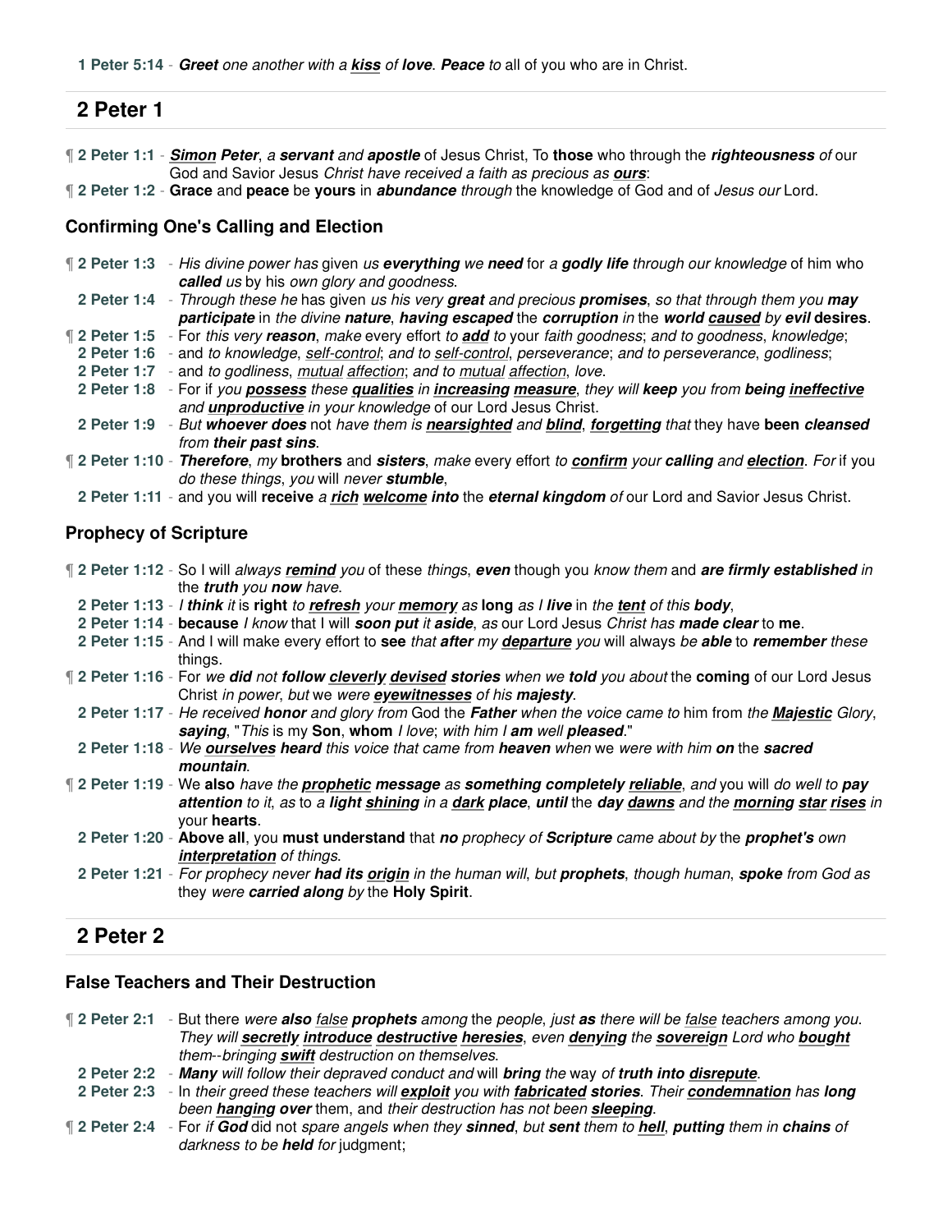**1 Peter 5:14** - ***Greet*** *one another with a* ***kiss*** *of* ***love***. ***Peace*** *to* all of you who are in Christ.

## 2 Peter 1

¶ **2 Peter 1:1** - ***Simon*** ***Peter***, *a* ***servant*** *and* ***apostle*** of Jesus Christ, To **those** who through the ***righteousness*** *of* our God and Savior Jesus *Christ have received a faith as precious as* ***ours***:

¶ **2 Peter 1:2** - **Grace** and **peace** be **yours** in ***abundance*** *through* the knowledge of God and of *Jesus our* Lord.

### Confirming One's Calling and Election

¶ **2 Peter 1:3** - *His divine power has* given *us* ***everything*** *we* ***need*** for *a* ***godly life*** *through our knowledge* of him who ***called*** *us* by his *own glory and goodness*.

**2 Peter 1:4** - *Through these he* has given *us his very* ***great*** *and precious* ***promises***, *so that through them you* ***may participate*** in *the divine* ***nature***, ***having escaped*** the ***corruption*** *in* the ***world caused*** *by* ***evil*** **desires**.

¶ **2 Peter 1:5** - For *this very* ***reason***, *make* every effort *to* ***add*** *to* your *faith goodness*; *and to goodness*, *knowledge*;

**2 Peter 1:6** - and *to knowledge*, *self-control*; *and to self-control*, *perseverance*; *and to perseverance*, *godliness*;

**2 Peter 1:7** - and *to godliness*, *mutual affection*; *and to mutual affection*, *love*.

**2 Peter 1:8** - For if *you* ***possess*** *these* ***qualities*** *in* ***increasing measure***, *they will* ***keep*** *you from* ***being ineffective*** *and* ***unproductive*** *in your knowledge* of our Lord Jesus Christ.

**2 Peter 1:9** - *But* ***whoever does*** not *have them is* ***nearsighted*** *and* ***blind***, ***forgetting*** *that* they have **been *cleansed*** *from* ***their past sins***.

¶ **2 Peter 1:10** - ***Therefore***, *my* **brothers** and ***sisters***, *make* every effort *to* ***confirm*** *your* ***calling*** *and* ***election***. *For* if you *do these things*, *you* will *never* ***stumble***,

**2 Peter 1:11** - and you will **receive** *a* ***rich welcome into*** the ***eternal kingdom*** *of* our Lord and Savior Jesus Christ.

### Prophecy of Scripture

¶ **2 Peter 1:12** - So I will *always* ***remind*** *you* of these *things*, ***even*** though you *know them* and ***are firmly established*** *in* the ***truth*** *you* ***now*** *have*.

**2 Peter 1:13** - *I* ***think*** *it* is **right** *to* ***refresh*** *your* ***memory*** *as* **long** *as I* ***live*** in *the* ***tent*** *of this* ***body***,

**2 Peter 1:14** - **because** *I know* that I will ***soon put*** *it* ***aside***, *as* our Lord Jesus *Christ has* ***made clear*** to **me**.

**2 Peter 1:15** - And I will make every effort to **see** *that* ***after*** *my* ***departure*** *you* will always *be* ***able*** to ***remember*** *these* things.

¶ **2 Peter 1:16** - For *we* ***did*** not ***follow cleverly devised stories*** *when we* ***told*** *you about* the **coming** of our Lord Jesus Christ *in power*, *but* we *were* ***eyewitnesses*** *of his* ***majesty***.

**2 Peter 1:17** - *He received* ***honor*** *and glory from* God the ***Father*** *when the voice came to* him from *the* ***Majestic*** *Glory*, ***saying***, "*This* is my **Son**, **whom** *I love*; *with him I* ***am*** *well* ***pleased***."

**2 Peter 1:18** - *We* ***ourselves heard*** *this voice that came from* ***heaven*** *when* we *were with him* ***on*** the ***sacred mountain***.

¶ **2 Peter 1:19** - We **also** *have the* ***prophetic message*** *as* ***something completely reliable***, *and* you will *do well to* ***pay attention*** *to it*, *as* to *a* ***light shining*** *in a* ***dark place***, ***until*** the ***day dawns*** *and the* ***morning star rises*** in your **hearts**.

**2 Peter 1:20** - **Above all**, you **must understand** that ***no*** *prophecy of* ***Scripture*** *came about by* the ***prophet's*** *own* ***interpretation*** *of things*.

**2 Peter 1:21** - *For prophecy never* ***had its origin*** *in the human will*, *but* ***prophets***, *though human*, ***spoke*** *from God as* they *were* ***carried along*** *by* the **Holy Spirit**.

## 2 Peter 2

### False Teachers and Their Destruction

¶ **2 Peter 2:1** - But there *were* ***also*** *false* ***prophets*** *among* the *people*, *just* ***as*** there will be *false* teachers *among you*. *They will* ***secretly introduce destructive heresies***, *even* ***denying*** *the* ***sovereign*** *Lord who* ***bought*** *them--bringing* ***swift*** *destruction on themselves*.

**2 Peter 2:2** - ***Many*** *will follow their depraved conduct and* will ***bring*** *the* way *of* ***truth into disrepute***.

**2 Peter 2:3** - In *their greed these teachers will* ***exploit*** *you with* ***fabricated stories***. *Their* ***condemnation*** *has* ***long*** *been* ***hanging over*** them, and *their destruction has not been* ***sleeping***.

¶ **2 Peter 2:4** - For *if* ***God*** did not *spare angels when they* ***sinned***, *but* ***sent*** *them to* ***hell***, ***putting*** *them in* ***chains*** *of darkness to be* ***held*** *for* judgment;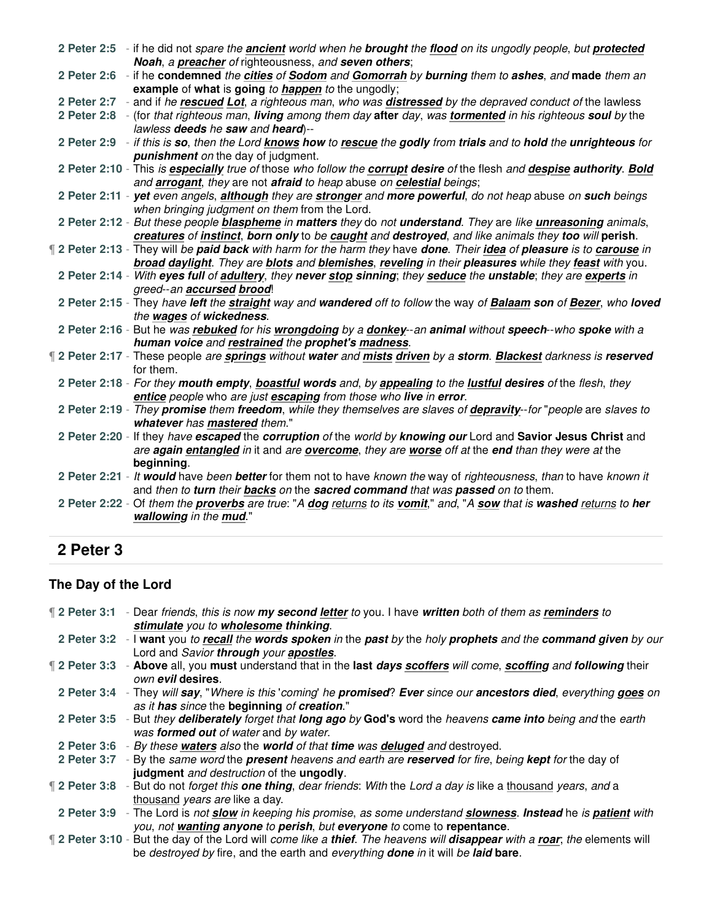**2 Peter 2:5** - if he did not *spare the* ***ancient*** *world when he* ***brought*** *the* ***flood*** *on its ungodly people*, *but* ***protected Noah***, *a* ***preacher*** *of* righteousness, *and* ***seven others***;

**2 Peter 2:6** - if he **condemned** *the* ***cities*** *of* ***Sodom*** *and* ***Gomorrah*** *by* ***burning*** *them to* ***ashes***, *and* **made** *them an* **example** of **what** is **going** *to* ***happen*** *to* the ungodly;

**2 Peter 2:7** - and if *he* ***rescued Lot***, *a righteous man*, *who was* ***distressed*** *by the depraved conduct of* the lawless

**2 Peter 2:8** - (for *that righteous man*, ***living*** *among them day* **after** *day*, *was* ***tormented*** *in his righteous* ***soul*** *by* the *lawless* ***deeds*** *he* ***saw*** *and* ***heard***)--

**2 Peter 2:9** - *if this is* ***so***, *then the Lord* ***knows how*** *to* ***rescue*** *the* ***godly*** *from* ***trials*** *and to* ***hold*** *the* ***unrighteous*** *for* ***punishment*** *on* the day of judgment.

**2 Peter 2:10** - This *is* ***especially*** *true of* those *who follow the* ***corrupt desire*** *of* the flesh *and* ***despise authority***. ***Bold*** *and* ***arrogant***, *they* are not ***afraid*** *to heap* abuse *on* ***celestial*** *beings*;

**2 Peter 2:11** - ***yet*** *even angels*, ***although*** *they are* ***stronger*** *and* ***more powerful***, *do not heap* abuse *on* ***such*** *beings when bringing judgment on them* from the Lord.

**2 Peter 2:12** - *But these people* ***blaspheme*** *in* ***matters*** *they* do *not* ***understand***. *They* are *like* ***unreasoning*** *animals*, ***creatures*** *of* ***instinct***, ***born only*** *to be* ***caught*** *and* ***destroyed***, *and like animals they* ***too*** *will* **perish**.

¶ **2 Peter 2:13** - They will *be* ***paid back*** *with harm for the harm they* have ***done***. *Their* ***idea*** *of* ***pleasure*** *is to* ***carouse*** *in* ***broad daylight***. *They are* ***blots*** *and* ***blemishes***, ***reveling*** *in their* ***pleasures*** *while they* ***feast*** *with* you.

**2 Peter 2:14** - *With* ***eyes full*** *of* ***adultery***, *they* ***never stop sinning***; *they* ***seduce*** *the* ***unstable***; *they are* ***experts*** *in greed--an* ***accursed brood***!

**2 Peter 2:15** - They *have* ***left*** *the* ***straight*** *way and* ***wandered*** *off to follow* the way *of* ***Balaam son*** *of* ***Bezer***, *who* ***loved*** *the* ***wages*** *of* ***wickedness***.

**2 Peter 2:16** - But he *was* ***rebuked*** *for his* ***wrongdoing*** *by a* ***donkey****--an* ***animal*** *without* ***speech****--who* ***spoke*** *with a* ***human voice*** *and* ***restrained*** *the* ***prophet's madness***.

¶ **2 Peter 2:17** - These people *are* ***springs*** *without* ***water*** *and* ***mists driven*** *by a* ***storm***. ***Blackest*** *darkness is* ***reserved*** for them.

**2 Peter 2:18** - *For they* ***mouth empty***, ***boastful words*** *and*, *by* ***appealing*** *to the* ***lustful desires*** *of* the *flesh*, *they* ***entice*** *people* who *are just* ***escaping*** *from those who* ***live*** *in* ***error***.

**2 Peter 2:19** - *They* ***promise*** *them* ***freedom***, *while they themselves are slaves of* ***depravity****--for* "*people* are *slaves to* ***whatever*** *has* ***mastered*** *them*."

**2 Peter 2:20** - If they *have* ***escaped*** the ***corruption*** *of* the *world by* ***knowing our*** Lord and **Savior Jesus Christ** and *are* ***again entangled*** *in* it and *are* ***overcome***, *they are* ***worse*** *off at* the ***end*** *than they were at* the **beginning**.

**2 Peter 2:21** - *It* ***would*** have *been* ***better*** for them not to have *known the* way of *righteousness*, *than* to have *known it* and *then to* ***turn*** *their* ***backs*** *on* the ***sacred command*** *that was* ***passed*** *on to* them.

**2 Peter 2:22** - Of *them the* ***proverbs*** *are true*: "*A* ***dog*** returns *to its* ***vomit***," and, "*A* ***sow*** *that is* ***washed*** returns *to* ***her wallowing*** *in the* ***mud***."

## 2 Peter 3

### The Day of the Lord

¶ **2 Peter 3:1** - Dear *friends*, *this is now* ***my second letter*** *to* you. I have ***written*** *both of them as* ***reminders*** *to* ***stimulate*** *you to* ***wholesome thinking***.

**2 Peter 3:2** - I **want** you *to* ***recall*** *the* ***words spoken*** *in* the ***past*** *by* the *holy* ***prophets*** *and the* ***command given*** *by our* Lord and *Savior* ***through*** *your* ***apostles***.

¶ **2 Peter 3:3** - **Above** all, you **must** understand that in the **last** ***days scoffers*** *will come*, ***scoffing*** *and* ***following*** their *own* ***evil*** **desires**.

**2 Peter 3:4** - They *will* ***say***, "*Where is this* '*coming*' *he* ***promised***? ***Ever*** *since our* ***ancestors died***, *everything* ***goes*** *on as it* ***has*** *since* the **beginning** *of* ***creation***."

**2 Peter 3:5** - But *they* ***deliberately*** *forget that* ***long ago*** *by* **God's** word the *heavens* ***came into*** *being and* the *earth was* ***formed out*** *of water* and *by water*.

**2 Peter 3:6** - *By these* ***waters*** *also* the ***world*** *of that* ***time*** *was* ***deluged*** *and* destroyed.

**2 Peter 3:7** - By the *same word* the ***present*** heavens and earth *are* ***reserved*** for fire, *being* ***kept*** *for* the day of **judgment** *and destruction* of the **ungodly**.

¶ **2 Peter 3:8** - But do not *forget this* ***one thing***, *dear friends*: *With* the *Lord a day is* like a thousand *years*, *and* a thousand *years are* like a day.

**2 Peter 3:9** - The Lord is *not* ***slow*** *in keeping his promise*, *as some understand* ***slowness***. ***Instead*** he *is* ***patient*** *with you*, *not* ***wanting anyone*** *to* ***perish***, *but* ***everyone*** *to* come to **repentance**.

¶ **2 Peter 3:10** - But the day of the Lord will *come like a* ***thief***. *The heavens will* ***disappear*** *with a* ***roar***; *the* elements will be *destroyed by* fire, and the earth and *everything* ***done*** *in* it will *be* ***laid*** **bare**.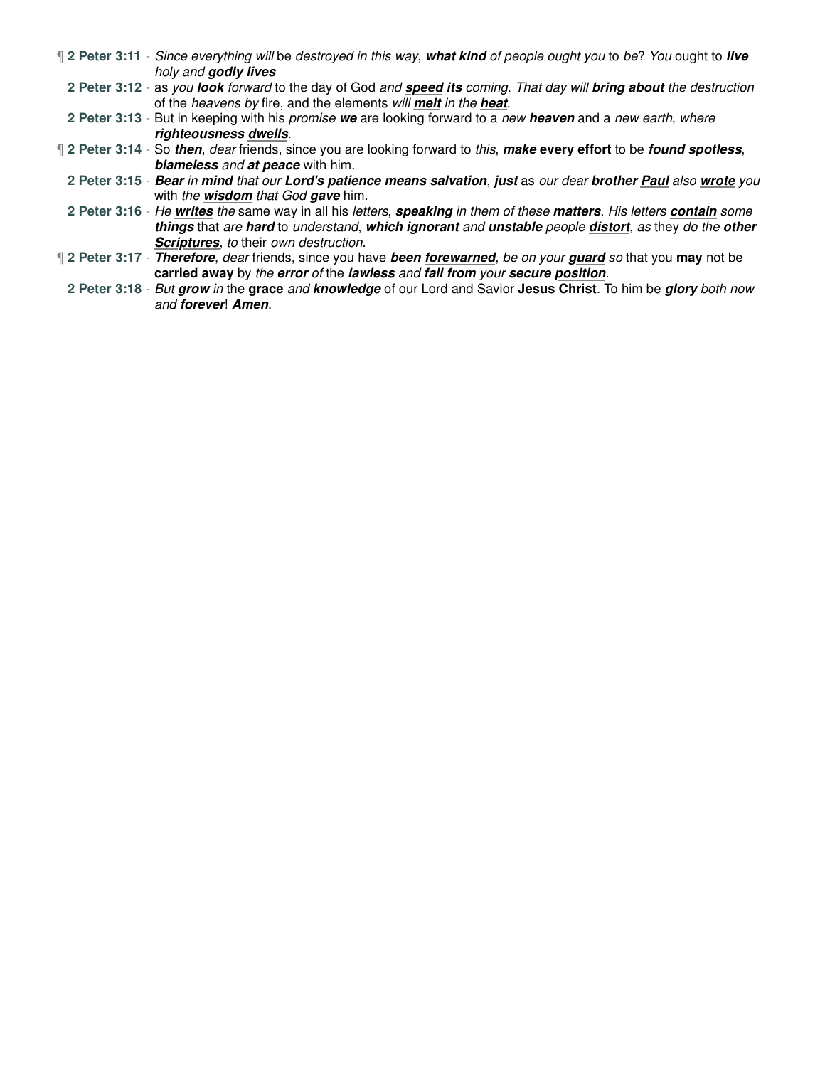¶ **2 Peter 3:11** - *Since everything will* be *destroyed in this way*, ***what kind*** *of people ought you* to *be*? *You* ought to ***live*** *holy and* ***godly lives***

**2 Peter 3:12** - as *you* ***look*** *forward* to the day of God *and* ***speed its*** *coming*. *That day will* ***bring about*** *the destruction* of the *heavens by* fire, and the elements *will* ***melt*** *in the* ***heat***.

**2 Peter 3:13** - But in keeping with his *promise* ***we*** are looking forward to a *new* ***heaven*** and a *new earth*, *where* ***righteousness dwells***.

¶ **2 Peter 3:14** - So ***then***, *dear* friends, since you are looking forward to *this*, ***make*** **every effort** to be ***found spotless***, ***blameless*** *and* ***at peace*** with him.

**2 Peter 3:15** - ***Bear*** *in* ***mind*** *that our* ***Lord's patience means salvation***, ***just*** as *our dear* ***brother Paul*** *also* ***wrote*** *you* with *the* ***wisdom*** *that God* ***gave*** him.

**2 Peter 3:16** - *He* ***writes*** *the* same way in all his *letters*, ***speaking*** *in them of these* ***matters***. *His letters* ***contain*** *some* ***things*** that *are* ***hard*** to *understand*, ***which ignorant*** *and* ***unstable*** *people* ***distort***, *as* they *do the* ***other Scriptures***, *to* their *own destruction*.

¶ **2 Peter 3:17** - ***Therefore***, *dear* friends, since you have ***been forewarned***, *be on your* ***guard*** *so* that you **may** not be **carried away** by *the* ***error*** *of* the ***lawless*** *and* ***fall from*** *your* ***secure position***.

**2 Peter 3:18** - *But* ***grow*** *in* the **grace** *and* ***knowledge*** of our Lord and Savior **Jesus Christ**. To him be ***glory*** *both now and* ***forever***! ***Amen***.